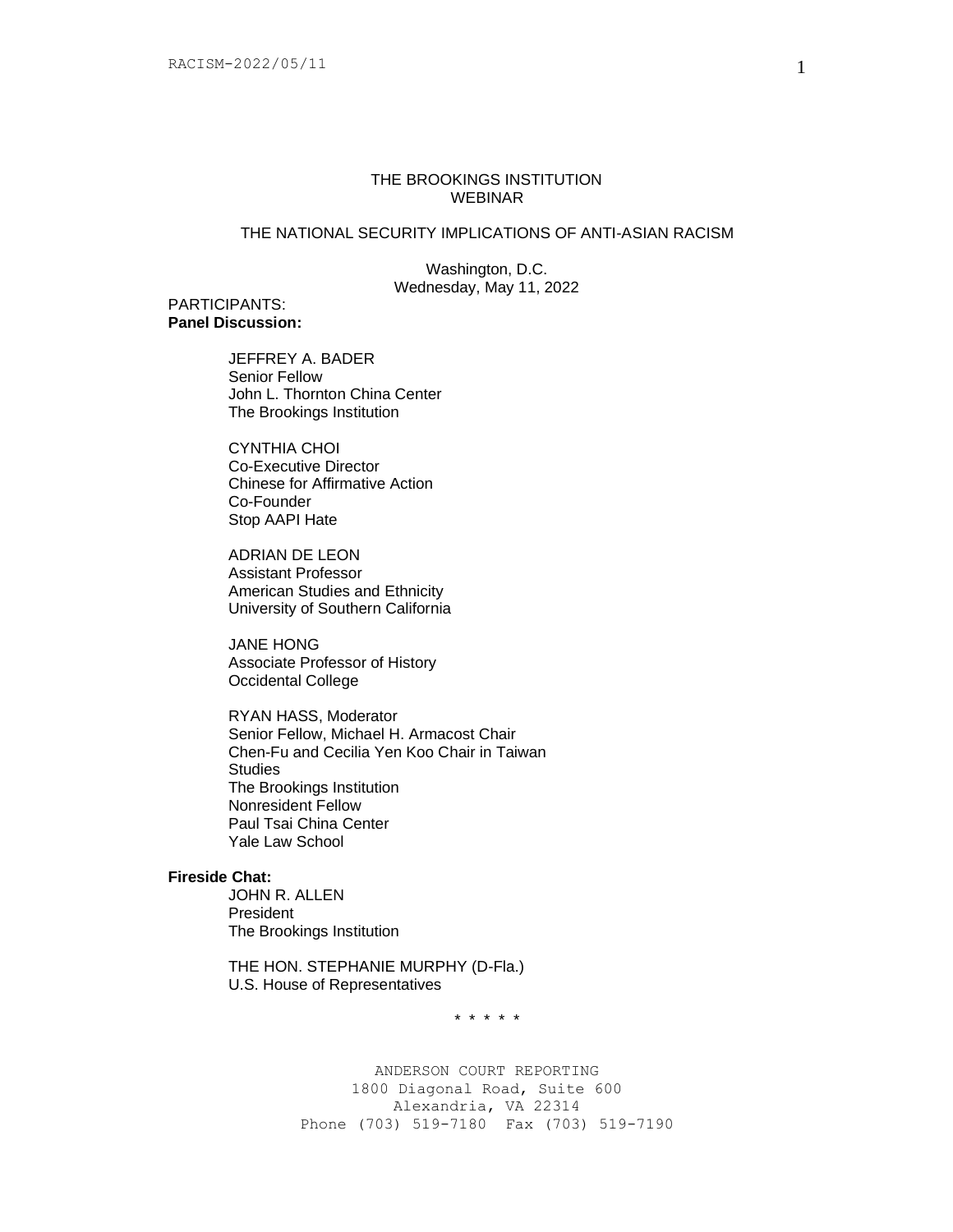# THE BROOKINGS INSTITUTION
## WEBINAR

## THE NATIONAL SECURITY IMPLICATIONS OF ANTI-ASIAN RACISM

Washington, D.C.
Wednesday, May 11, 2022

PARTICIPANTS:

**Panel Discussion:**

JEFFREY A. BADER
Senior Fellow
John L. Thornton China Center
The Brookings Institution

CYNTHIA CHOI
Co-Executive Director
Chinese for Affirmative Action
Co-Founder
Stop AAPI Hate

ADRIAN DE LEON
Assistant Professor
American Studies and Ethnicity
University of Southern California

JANE HONG
Associate Professor of History
Occidental College

RYAN HASS, Moderator
Senior Fellow, Michael H. Armacost Chair
Chen-Fu and Cecilia Yen Koo Chair in Taiwan Studies
The Brookings Institution
Nonresident Fellow
Paul Tsai China Center
Yale Law School

**Fireside Chat:**

JOHN R. ALLEN
President
The Brookings Institution

THE HON. STEPHANIE MURPHY (D-Fla.)
U.S. House of Representatives

\* \* \* \* \*

ANDERSON COURT REPORTING
1800 Diagonal Road, Suite 600
Alexandria, VA 22314
Phone (703) 519-7180 Fax (703) 519-7190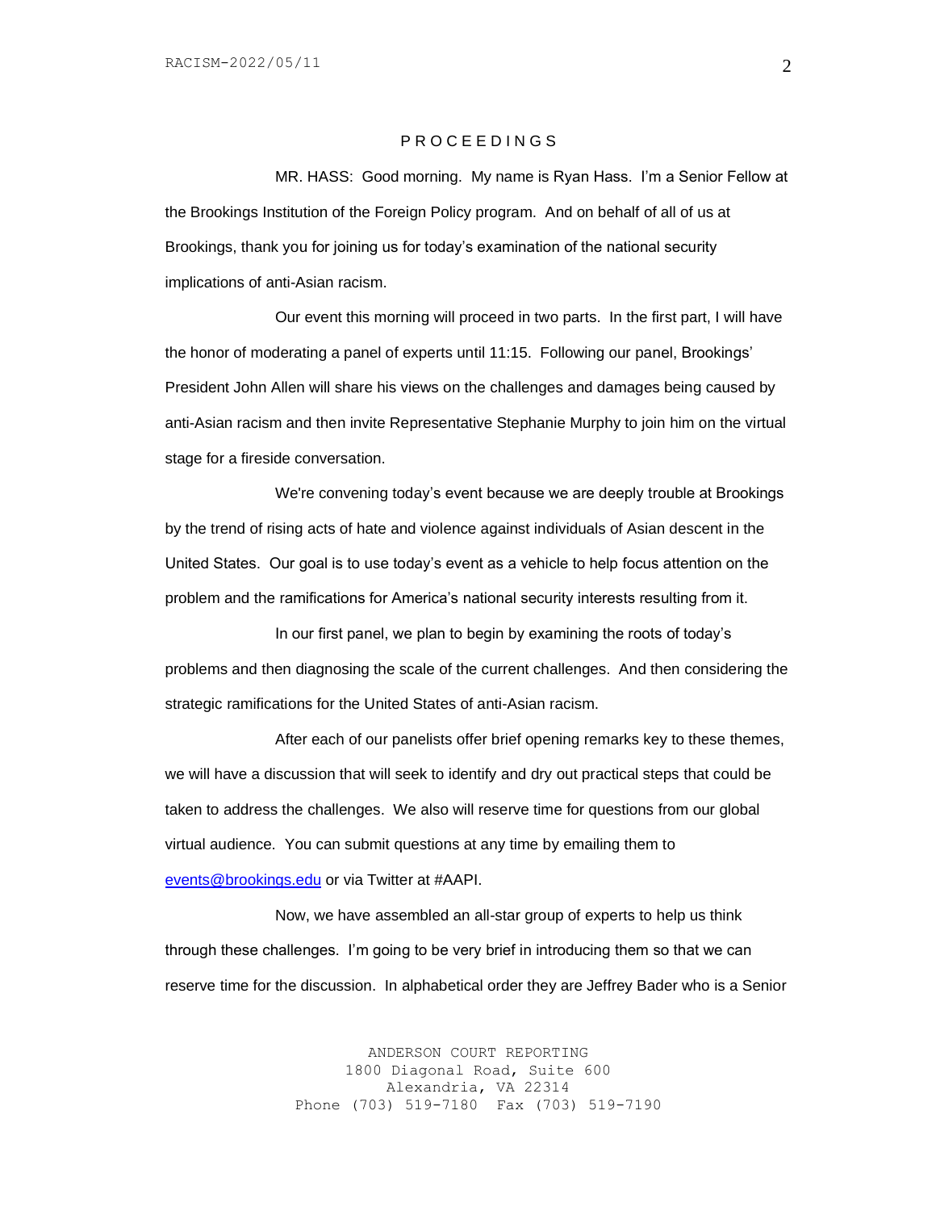P R O C E E D I N G S

MR. HASS: Good morning. My name is Ryan Hass. I'm a Senior Fellow at the Brookings Institution of the Foreign Policy program. And on behalf of all of us at Brookings, thank you for joining us for today's examination of the national security implications of anti-Asian racism.

Our event this morning will proceed in two parts. In the first part, I will have the honor of moderating a panel of experts until 11:15. Following our panel, Brookings' President John Allen will share his views on the challenges and damages being caused by anti-Asian racism and then invite Representative Stephanie Murphy to join him on the virtual stage for a fireside conversation.

We're convening today's event because we are deeply trouble at Brookings by the trend of rising acts of hate and violence against individuals of Asian descent in the United States. Our goal is to use today's event as a vehicle to help focus attention on the problem and the ramifications for America's national security interests resulting from it.

In our first panel, we plan to begin by examining the roots of today's problems and then diagnosing the scale of the current challenges. And then considering the strategic ramifications for the United States of anti-Asian racism.

After each of our panelists offer brief opening remarks key to these themes, we will have a discussion that will seek to identify and dry out practical steps that could be taken to address the challenges. We also will reserve time for questions from our global virtual audience. You can submit questions at any time by emailing them to events@brookings.edu or via Twitter at #AAPI.

Now, we have assembled an all-star group of experts to help us think through these challenges. I'm going to be very brief in introducing them so that we can reserve time for the discussion. In alphabetical order they are Jeffrey Bader who is a Senior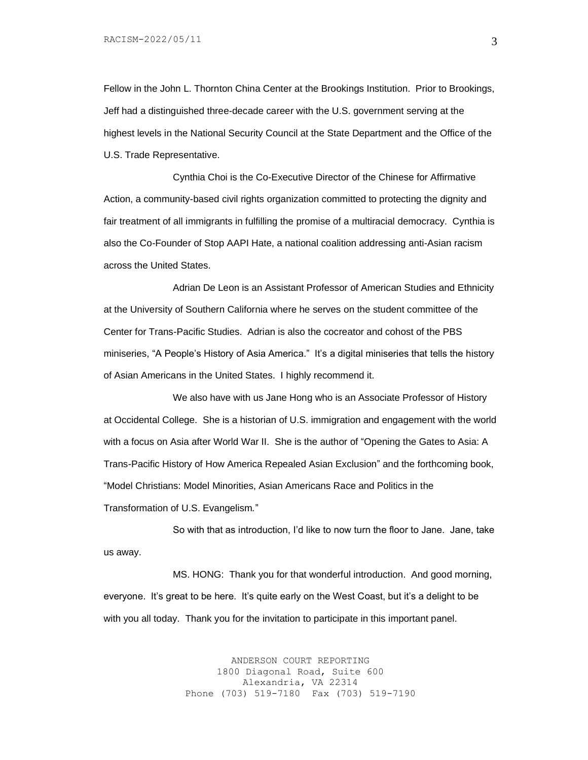Fellow in the John L. Thornton China Center at the Brookings Institution. Prior to Brookings, Jeff had a distinguished three-decade career with the U.S. government serving at the highest levels in the National Security Council at the State Department and the Office of the U.S. Trade Representative.

Cynthia Choi is the Co-Executive Director of the Chinese for Affirmative Action, a community-based civil rights organization committed to protecting the dignity and fair treatment of all immigrants in fulfilling the promise of a multiracial democracy. Cynthia is also the Co-Founder of Stop AAPI Hate, a national coalition addressing anti-Asian racism across the United States.

Adrian De Leon is an Assistant Professor of American Studies and Ethnicity at the University of Southern California where he serves on the student committee of the Center for Trans-Pacific Studies. Adrian is also the cocreator and cohost of the PBS miniseries, "A People's History of Asia America." It's a digital miniseries that tells the history of Asian Americans in the United States. I highly recommend it.

We also have with us Jane Hong who is an Associate Professor of History at Occidental College. She is a historian of U.S. immigration and engagement with the world with a focus on Asia after World War II. She is the author of "Opening the Gates to Asia: A Trans-Pacific History of How America Repealed Asian Exclusion" and the forthcoming book, "Model Christians: Model Minorities, Asian Americans Race and Politics in the Transformation of U.S. Evangelism."

So with that as introduction, I'd like to now turn the floor to Jane. Jane, take us away.

MS. HONG: Thank you for that wonderful introduction. And good morning, everyone. It's great to be here. It's quite early on the West Coast, but it's a delight to be with you all today. Thank you for the invitation to participate in this important panel.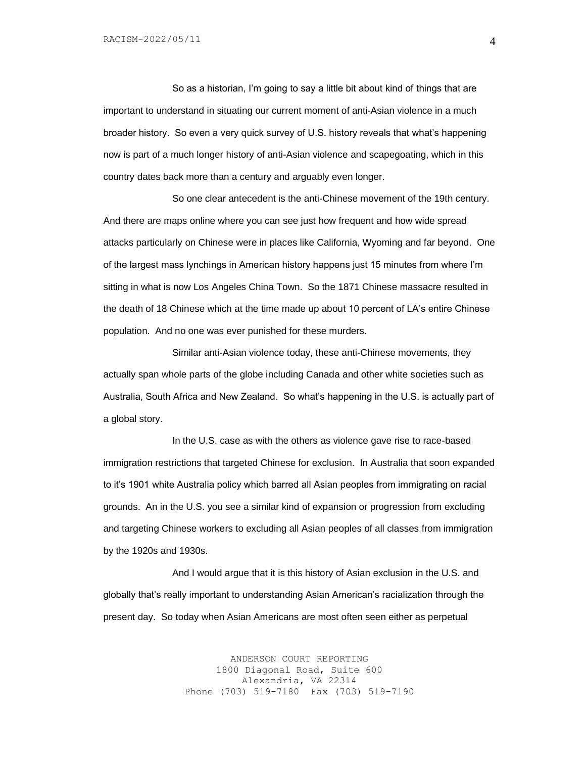So as a historian, I'm going to say a little bit about kind of things that are important to understand in situating our current moment of anti-Asian violence in a much broader history. So even a very quick survey of U.S. history reveals that what's happening now is part of a much longer history of anti-Asian violence and scapegoating, which in this country dates back more than a century and arguably even longer.

So one clear antecedent is the anti-Chinese movement of the 19th century. And there are maps online where you can see just how frequent and how wide spread attacks particularly on Chinese were in places like California, Wyoming and far beyond. One of the largest mass lynchings in American history happens just 15 minutes from where I'm sitting in what is now Los Angeles China Town. So the 1871 Chinese massacre resulted in the death of 18 Chinese which at the time made up about 10 percent of LA's entire Chinese population. And no one was ever punished for these murders.

Similar anti-Asian violence today, these anti-Chinese movements, they actually span whole parts of the globe including Canada and other white societies such as Australia, South Africa and New Zealand. So what's happening in the U.S. is actually part of a global story.

In the U.S. case as with the others as violence gave rise to race-based immigration restrictions that targeted Chinese for exclusion. In Australia that soon expanded to it's 1901 white Australia policy which barred all Asian peoples from immigrating on racial grounds. An in the U.S. you see a similar kind of expansion or progression from excluding and targeting Chinese workers to excluding all Asian peoples of all classes from immigration by the 1920s and 1930s.

And I would argue that it is this history of Asian exclusion in the U.S. and globally that's really important to understanding Asian American's racialization through the present day. So today when Asian Americans are most often seen either as perpetual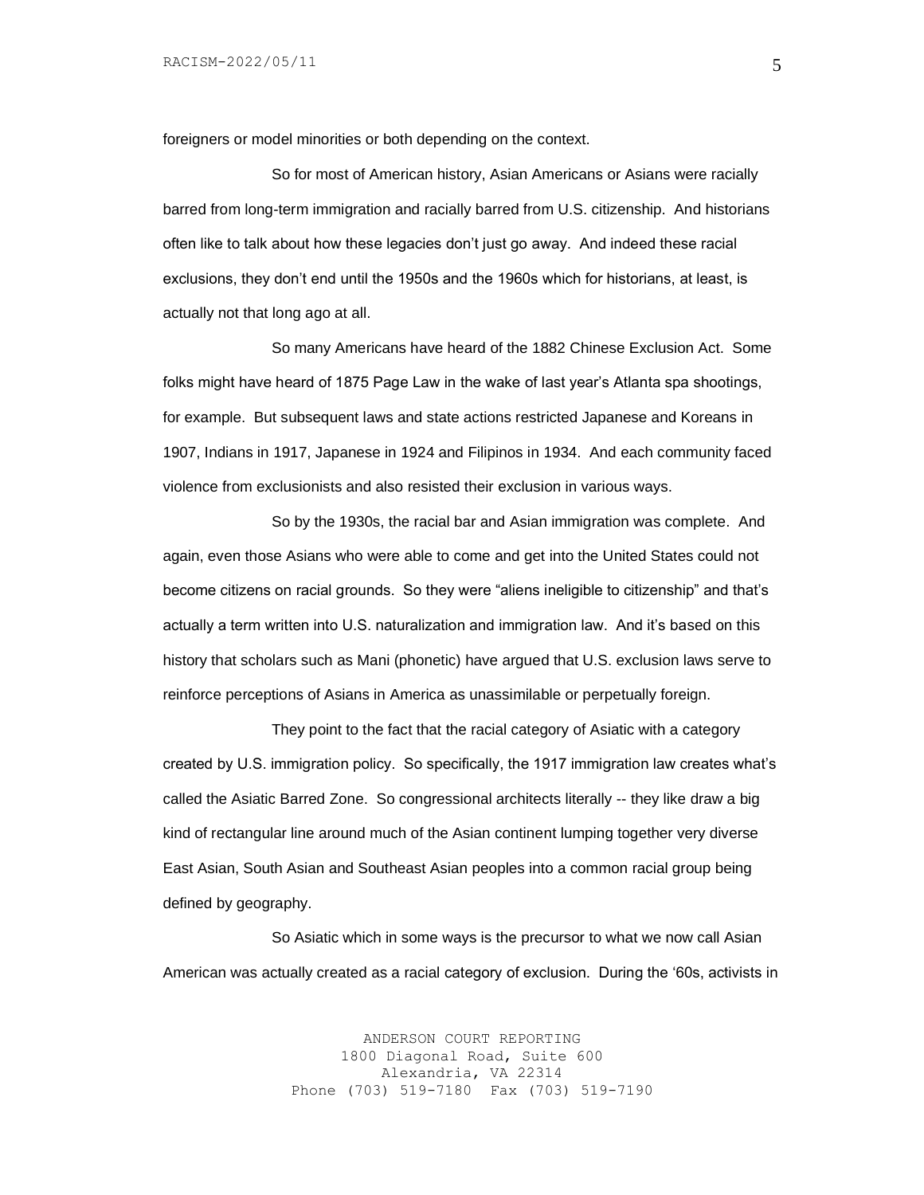foreigners or model minorities or both depending on the context.

So for most of American history, Asian Americans or Asians were racially barred from long-term immigration and racially barred from U.S. citizenship. And historians often like to talk about how these legacies don't just go away. And indeed these racial exclusions, they don't end until the 1950s and the 1960s which for historians, at least, is actually not that long ago at all.

So many Americans have heard of the 1882 Chinese Exclusion Act. Some folks might have heard of 1875 Page Law in the wake of last year's Atlanta spa shootings, for example. But subsequent laws and state actions restricted Japanese and Koreans in 1907, Indians in 1917, Japanese in 1924 and Filipinos in 1934. And each community faced violence from exclusionists and also resisted their exclusion in various ways.

So by the 1930s, the racial bar and Asian immigration was complete. And again, even those Asians who were able to come and get into the United States could not become citizens on racial grounds. So they were "aliens ineligible to citizenship" and that's actually a term written into U.S. naturalization and immigration law. And it's based on this history that scholars such as Mani (phonetic) have argued that U.S. exclusion laws serve to reinforce perceptions of Asians in America as unassimilable or perpetually foreign.

They point to the fact that the racial category of Asiatic with a category created by U.S. immigration policy. So specifically, the 1917 immigration law creates what's called the Asiatic Barred Zone. So congressional architects literally -- they like draw a big kind of rectangular line around much of the Asian continent lumping together very diverse East Asian, South Asian and Southeast Asian peoples into a common racial group being defined by geography.

So Asiatic which in some ways is the precursor to what we now call Asian American was actually created as a racial category of exclusion. During the '60s, activists in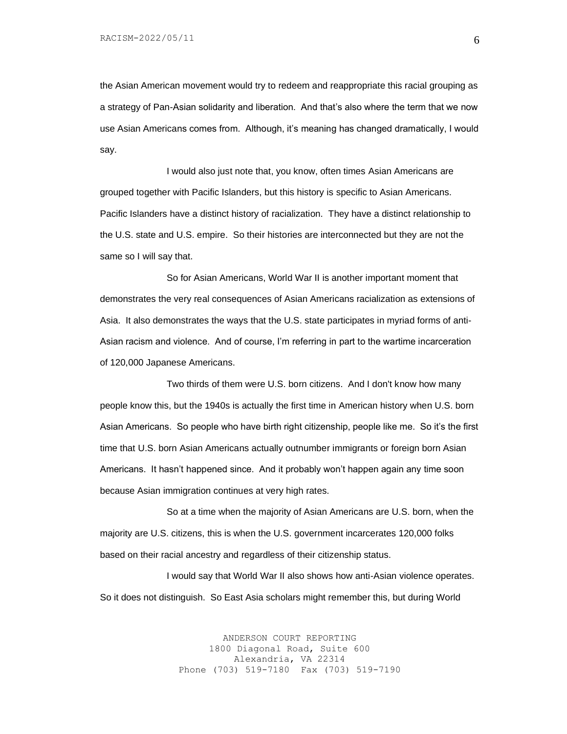the Asian American movement would try to redeem and reappropriate this racial grouping as a strategy of Pan-Asian solidarity and liberation. And that's also where the term that we now use Asian Americans comes from. Although, it's meaning has changed dramatically, I would say.

I would also just note that, you know, often times Asian Americans are grouped together with Pacific Islanders, but this history is specific to Asian Americans. Pacific Islanders have a distinct history of racialization. They have a distinct relationship to the U.S. state and U.S. empire. So their histories are interconnected but they are not the same so I will say that.

So for Asian Americans, World War II is another important moment that demonstrates the very real consequences of Asian Americans racialization as extensions of Asia. It also demonstrates the ways that the U.S. state participates in myriad forms of anti-Asian racism and violence. And of course, I'm referring in part to the wartime incarceration of 120,000 Japanese Americans.

Two thirds of them were U.S. born citizens. And I don't know how many people know this, but the 1940s is actually the first time in American history when U.S. born Asian Americans. So people who have birth right citizenship, people like me. So it's the first time that U.S. born Asian Americans actually outnumber immigrants or foreign born Asian Americans. It hasn't happened since. And it probably won't happen again any time soon because Asian immigration continues at very high rates.

So at a time when the majority of Asian Americans are U.S. born, when the majority are U.S. citizens, this is when the U.S. government incarcerates 120,000 folks based on their racial ancestry and regardless of their citizenship status.

I would say that World War II also shows how anti-Asian violence operates. So it does not distinguish. So East Asia scholars might remember this, but during World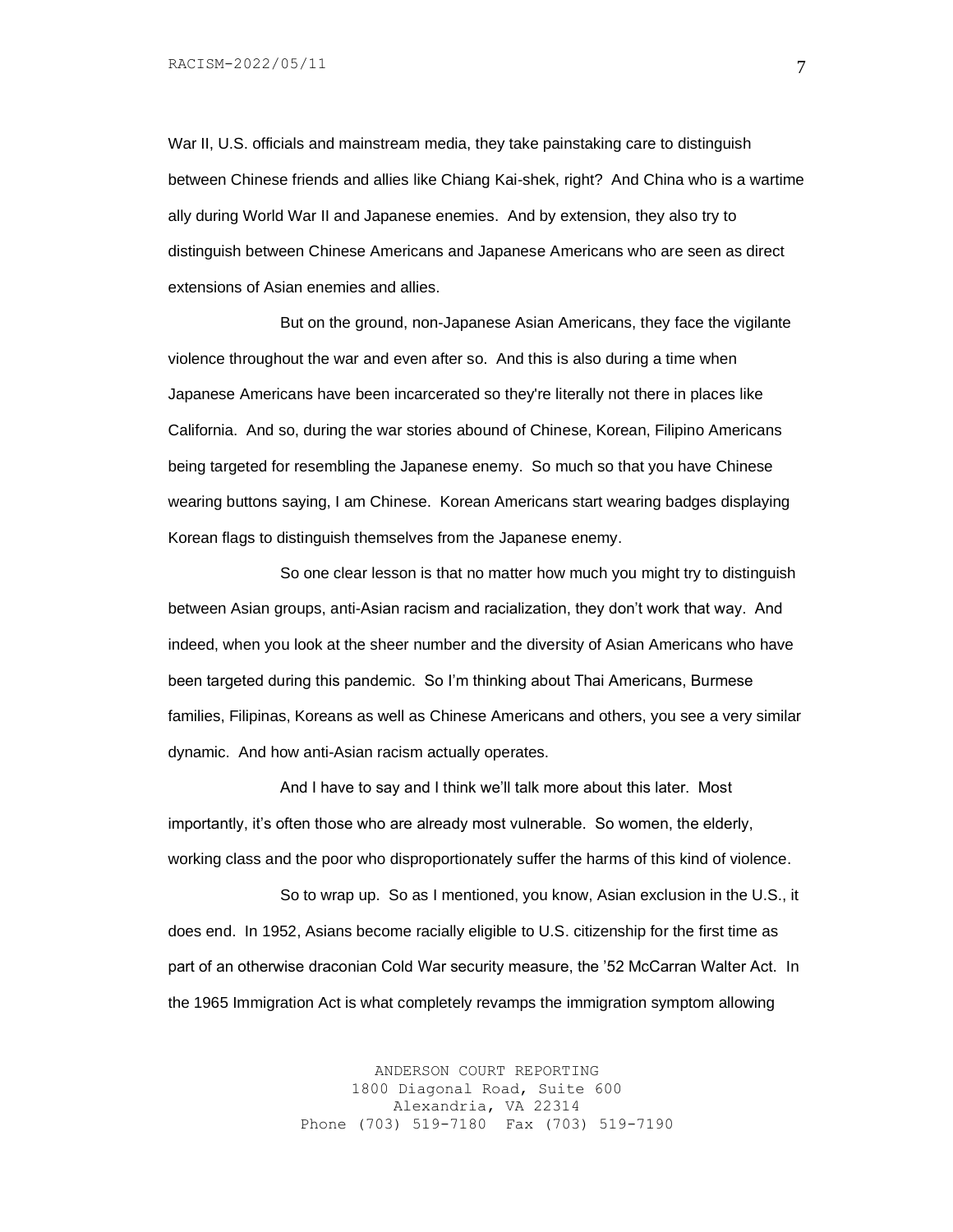War II, U.S. officials and mainstream media, they take painstaking care to distinguish between Chinese friends and allies like Chiang Kai-shek, right? And China who is a wartime ally during World War II and Japanese enemies. And by extension, they also try to distinguish between Chinese Americans and Japanese Americans who are seen as direct extensions of Asian enemies and allies.

But on the ground, non-Japanese Asian Americans, they face the vigilante violence throughout the war and even after so. And this is also during a time when Japanese Americans have been incarcerated so they're literally not there in places like California. And so, during the war stories abound of Chinese, Korean, Filipino Americans being targeted for resembling the Japanese enemy. So much so that you have Chinese wearing buttons saying, I am Chinese. Korean Americans start wearing badges displaying Korean flags to distinguish themselves from the Japanese enemy.

So one clear lesson is that no matter how much you might try to distinguish between Asian groups, anti-Asian racism and racialization, they don't work that way. And indeed, when you look at the sheer number and the diversity of Asian Americans who have been targeted during this pandemic. So I'm thinking about Thai Americans, Burmese families, Filipinas, Koreans as well as Chinese Americans and others, you see a very similar dynamic. And how anti-Asian racism actually operates.

And I have to say and I think we'll talk more about this later. Most importantly, it's often those who are already most vulnerable. So women, the elderly, working class and the poor who disproportionately suffer the harms of this kind of violence.

So to wrap up. So as I mentioned, you know, Asian exclusion in the U.S., it does end. In 1952, Asians become racially eligible to U.S. citizenship for the first time as part of an otherwise draconian Cold War security measure, the '52 McCarran Walter Act. In the 1965 Immigration Act is what completely revamps the immigration symptom allowing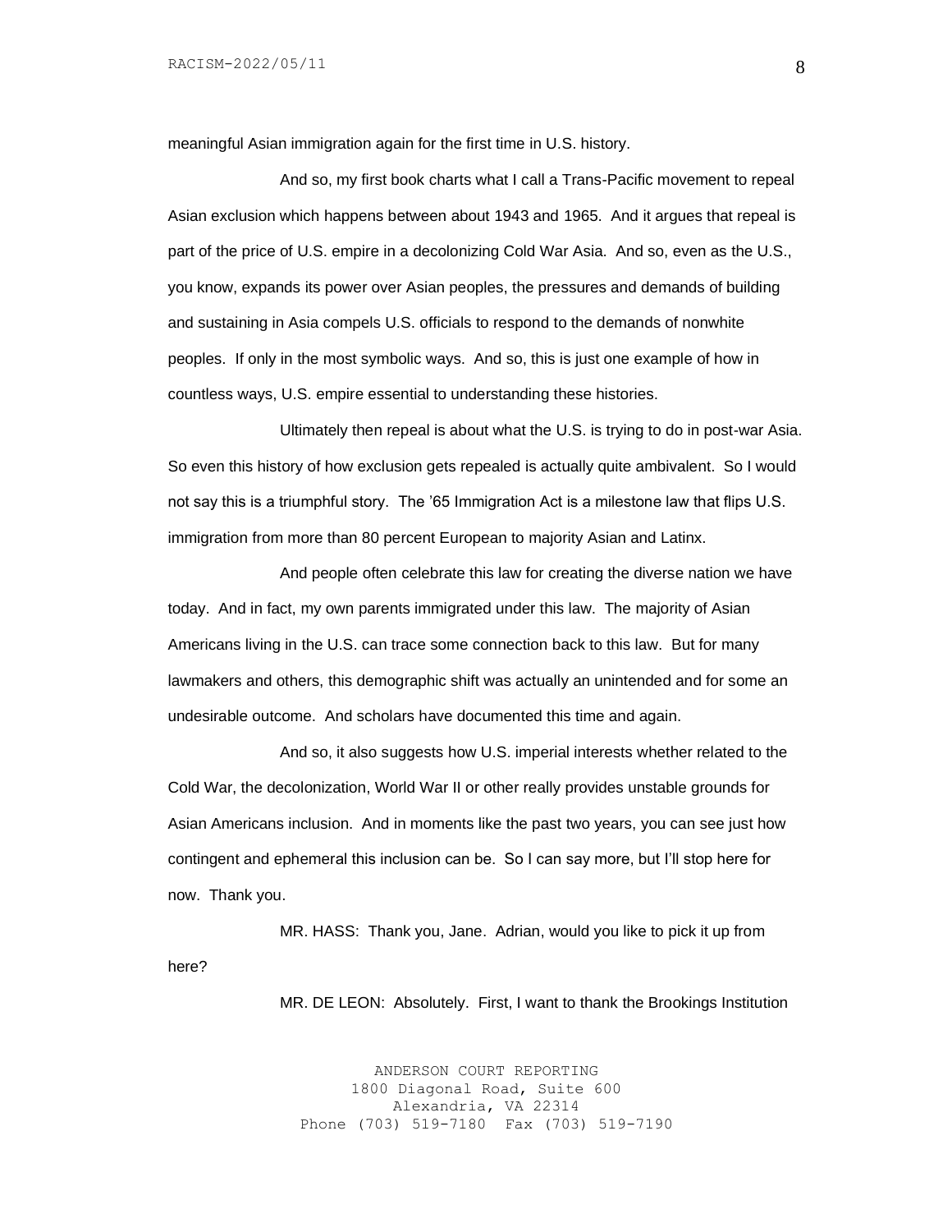meaningful Asian immigration again for the first time in U.S. history.

And so, my first book charts what I call a Trans-Pacific movement to repeal Asian exclusion which happens between about 1943 and 1965. And it argues that repeal is part of the price of U.S. empire in a decolonizing Cold War Asia. And so, even as the U.S., you know, expands its power over Asian peoples, the pressures and demands of building and sustaining in Asia compels U.S. officials to respond to the demands of nonwhite peoples. If only in the most symbolic ways. And so, this is just one example of how in countless ways, U.S. empire essential to understanding these histories.

Ultimately then repeal is about what the U.S. is trying to do in post-war Asia. So even this history of how exclusion gets repealed is actually quite ambivalent. So I would not say this is a triumphful story. The '65 Immigration Act is a milestone law that flips U.S. immigration from more than 80 percent European to majority Asian and Latinx.

And people often celebrate this law for creating the diverse nation we have today. And in fact, my own parents immigrated under this law. The majority of Asian Americans living in the U.S. can trace some connection back to this law. But for many lawmakers and others, this demographic shift was actually an unintended and for some an undesirable outcome. And scholars have documented this time and again.

And so, it also suggests how U.S. imperial interests whether related to the Cold War, the decolonization, World War II or other really provides unstable grounds for Asian Americans inclusion. And in moments like the past two years, you can see just how contingent and ephemeral this inclusion can be. So I can say more, but I'll stop here for now. Thank you.

MR. HASS: Thank you, Jane. Adrian, would you like to pick it up from here?

MR. DE LEON: Absolutely. First, I want to thank the Brookings Institution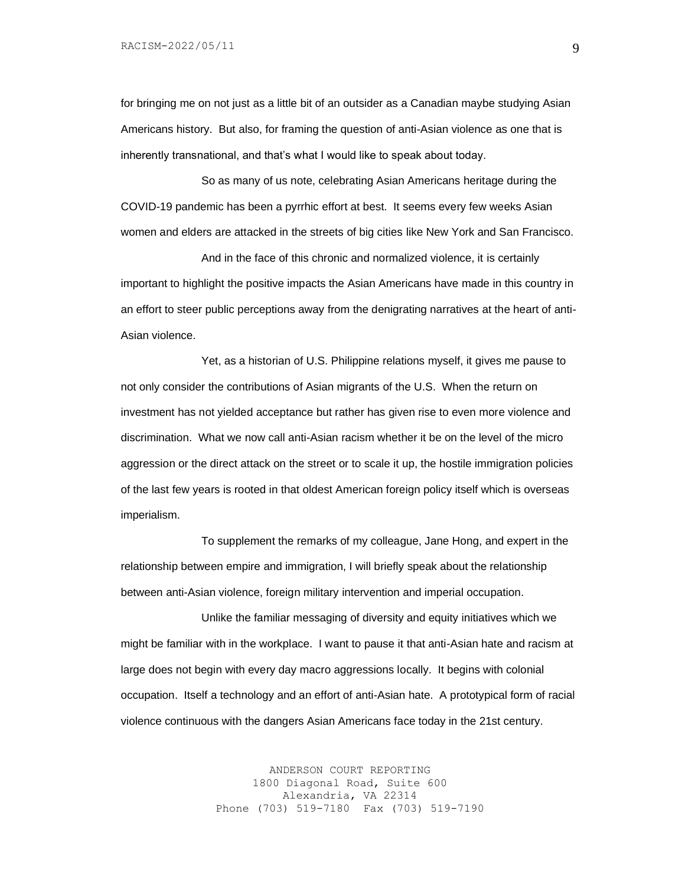for bringing me on not just as a little bit of an outsider as a Canadian maybe studying Asian Americans history. But also, for framing the question of anti-Asian violence as one that is inherently transnational, and that's what I would like to speak about today.

So as many of us note, celebrating Asian Americans heritage during the COVID-19 pandemic has been a pyrrhic effort at best. It seems every few weeks Asian women and elders are attacked in the streets of big cities like New York and San Francisco.

And in the face of this chronic and normalized violence, it is certainly important to highlight the positive impacts the Asian Americans have made in this country in an effort to steer public perceptions away from the denigrating narratives at the heart of anti-Asian violence.

Yet, as a historian of U.S. Philippine relations myself, it gives me pause to not only consider the contributions of Asian migrants of the U.S. When the return on investment has not yielded acceptance but rather has given rise to even more violence and discrimination. What we now call anti-Asian racism whether it be on the level of the micro aggression or the direct attack on the street or to scale it up, the hostile immigration policies of the last few years is rooted in that oldest American foreign policy itself which is overseas imperialism.

To supplement the remarks of my colleague, Jane Hong, and expert in the relationship between empire and immigration, I will briefly speak about the relationship between anti-Asian violence, foreign military intervention and imperial occupation.

Unlike the familiar messaging of diversity and equity initiatives which we might be familiar with in the workplace. I want to pause it that anti-Asian hate and racism at large does not begin with every day macro aggressions locally. It begins with colonial occupation. Itself a technology and an effort of anti-Asian hate. A prototypical form of racial violence continuous with the dangers Asian Americans face today in the 21st century.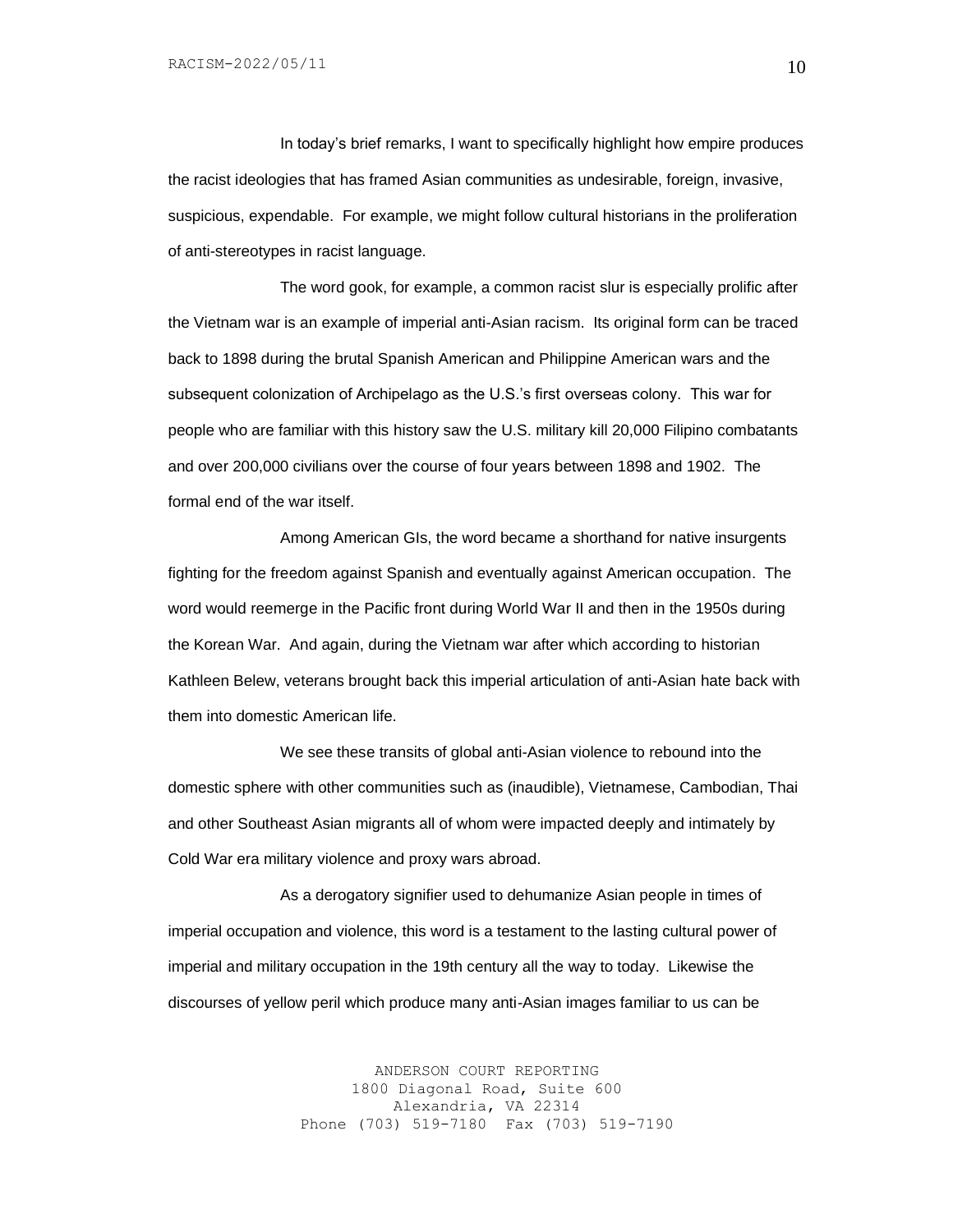In today's brief remarks, I want to specifically highlight how empire produces the racist ideologies that has framed Asian communities as undesirable, foreign, invasive, suspicious, expendable. For example, we might follow cultural historians in the proliferation of anti-stereotypes in racist language.

The word gook, for example, a common racist slur is especially prolific after the Vietnam war is an example of imperial anti-Asian racism. Its original form can be traced back to 1898 during the brutal Spanish American and Philippine American wars and the subsequent colonization of Archipelago as the U.S.'s first overseas colony. This war for people who are familiar with this history saw the U.S. military kill 20,000 Filipino combatants and over 200,000 civilians over the course of four years between 1898 and 1902. The formal end of the war itself.

Among American GIs, the word became a shorthand for native insurgents fighting for the freedom against Spanish and eventually against American occupation. The word would reemerge in the Pacific front during World War II and then in the 1950s during the Korean War. And again, during the Vietnam war after which according to historian Kathleen Belew, veterans brought back this imperial articulation of anti-Asian hate back with them into domestic American life.

We see these transits of global anti-Asian violence to rebound into the domestic sphere with other communities such as (inaudible), Vietnamese, Cambodian, Thai and other Southeast Asian migrants all of whom were impacted deeply and intimately by Cold War era military violence and proxy wars abroad.

As a derogatory signifier used to dehumanize Asian people in times of imperial occupation and violence, this word is a testament to the lasting cultural power of imperial and military occupation in the 19th century all the way to today. Likewise the discourses of yellow peril which produce many anti-Asian images familiar to us can be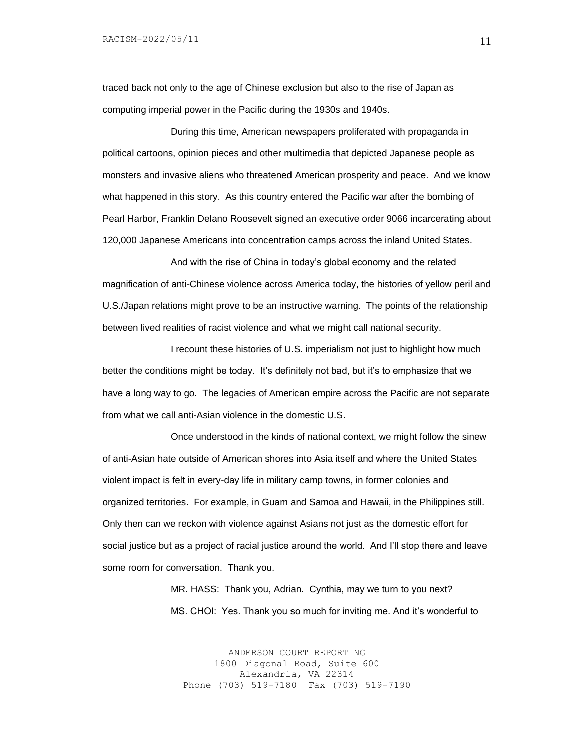traced back not only to the age of Chinese exclusion but also to the rise of Japan as computing imperial power in the Pacific during the 1930s and 1940s.

During this time, American newspapers proliferated with propaganda in political cartoons, opinion pieces and other multimedia that depicted Japanese people as monsters and invasive aliens who threatened American prosperity and peace. And we know what happened in this story. As this country entered the Pacific war after the bombing of Pearl Harbor, Franklin Delano Roosevelt signed an executive order 9066 incarcerating about 120,000 Japanese Americans into concentration camps across the inland United States.

And with the rise of China in today's global economy and the related magnification of anti-Chinese violence across America today, the histories of yellow peril and U.S./Japan relations might prove to be an instructive warning. The points of the relationship between lived realities of racist violence and what we might call national security.

I recount these histories of U.S. imperialism not just to highlight how much better the conditions might be today. It's definitely not bad, but it's to emphasize that we have a long way to go. The legacies of American empire across the Pacific are not separate from what we call anti-Asian violence in the domestic U.S.

Once understood in the kinds of national context, we might follow the sinew of anti-Asian hate outside of American shores into Asia itself and where the United States violent impact is felt in every-day life in military camp towns, in former colonies and organized territories. For example, in Guam and Samoa and Hawaii, in the Philippines still. Only then can we reckon with violence against Asians not just as the domestic effort for social justice but as a project of racial justice around the world. And I'll stop there and leave some room for conversation. Thank you.

MR. HASS: Thank you, Adrian. Cynthia, may we turn to you next?

MS. CHOI: Yes. Thank you so much for inviting me. And it's wonderful to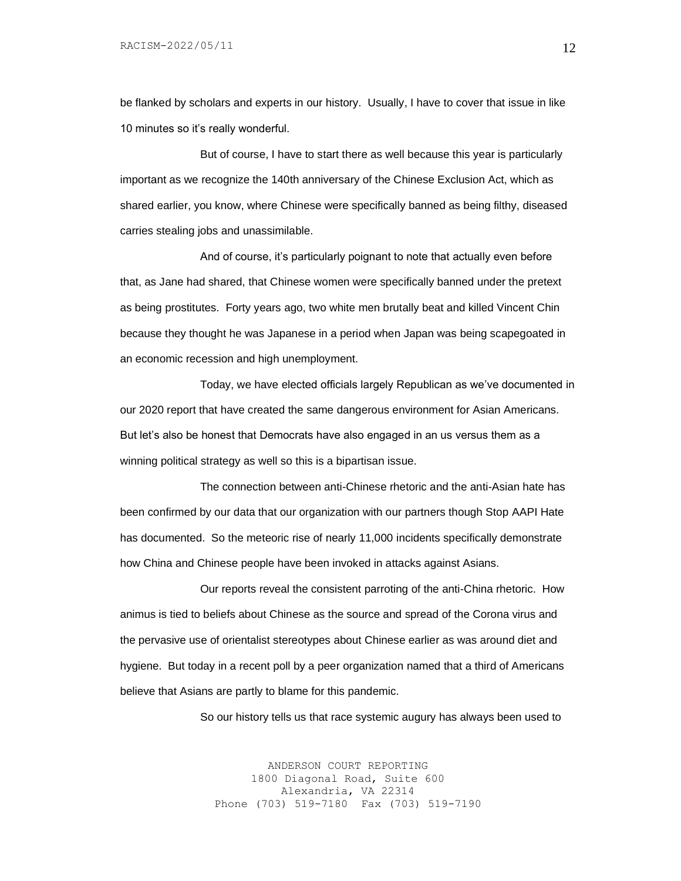be flanked by scholars and experts in our history. Usually, I have to cover that issue in like 10 minutes so it's really wonderful.

But of course, I have to start there as well because this year is particularly important as we recognize the 140th anniversary of the Chinese Exclusion Act, which as shared earlier, you know, where Chinese were specifically banned as being filthy, diseased carries stealing jobs and unassimilable.

And of course, it's particularly poignant to note that actually even before that, as Jane had shared, that Chinese women were specifically banned under the pretext as being prostitutes. Forty years ago, two white men brutally beat and killed Vincent Chin because they thought he was Japanese in a period when Japan was being scapegoated in an economic recession and high unemployment.

Today, we have elected officials largely Republican as we've documented in our 2020 report that have created the same dangerous environment for Asian Americans. But let's also be honest that Democrats have also engaged in an us versus them as a winning political strategy as well so this is a bipartisan issue.

The connection between anti-Chinese rhetoric and the anti-Asian hate has been confirmed by our data that our organization with our partners though Stop AAPI Hate has documented. So the meteoric rise of nearly 11,000 incidents specifically demonstrate how China and Chinese people have been invoked in attacks against Asians.

Our reports reveal the consistent parroting of the anti-China rhetoric. How animus is tied to beliefs about Chinese as the source and spread of the Corona virus and the pervasive use of orientalist stereotypes about Chinese earlier as was around diet and hygiene. But today in a recent poll by a peer organization named that a third of Americans believe that Asians are partly to blame for this pandemic.

So our history tells us that race systemic augury has always been used to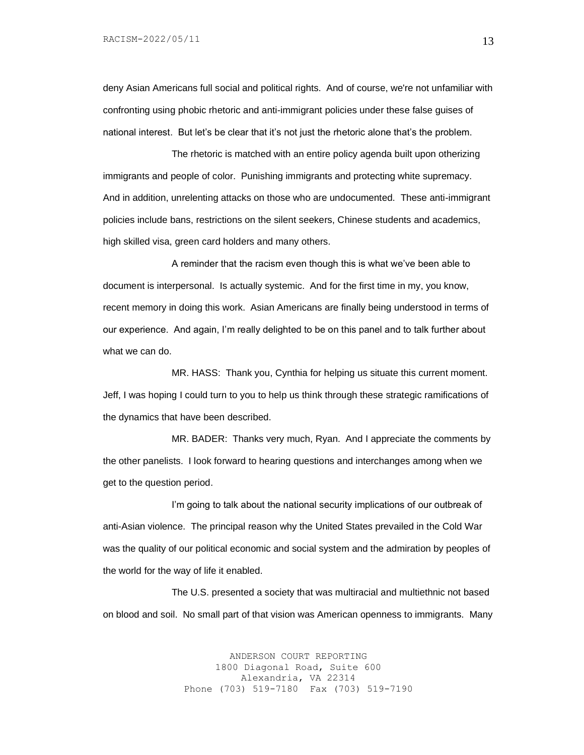deny Asian Americans full social and political rights. And of course, we're not unfamiliar with confronting using phobic rhetoric and anti-immigrant policies under these false guises of national interest. But let's be clear that it's not just the rhetoric alone that's the problem.

The rhetoric is matched with an entire policy agenda built upon otherizing immigrants and people of color. Punishing immigrants and protecting white supremacy. And in addition, unrelenting attacks on those who are undocumented. These anti-immigrant policies include bans, restrictions on the silent seekers, Chinese students and academics, high skilled visa, green card holders and many others.

A reminder that the racism even though this is what we've been able to document is interpersonal. Is actually systemic. And for the first time in my, you know, recent memory in doing this work. Asian Americans are finally being understood in terms of our experience. And again, I'm really delighted to be on this panel and to talk further about what we can do.

MR. HASS: Thank you, Cynthia for helping us situate this current moment. Jeff, I was hoping I could turn to you to help us think through these strategic ramifications of the dynamics that have been described.

MR. BADER: Thanks very much, Ryan. And I appreciate the comments by the other panelists. I look forward to hearing questions and interchanges among when we get to the question period.

I'm going to talk about the national security implications of our outbreak of anti-Asian violence. The principal reason why the United States prevailed in the Cold War was the quality of our political economic and social system and the admiration by peoples of the world for the way of life it enabled.

The U.S. presented a society that was multiracial and multiethnic not based on blood and soil. No small part of that vision was American openness to immigrants. Many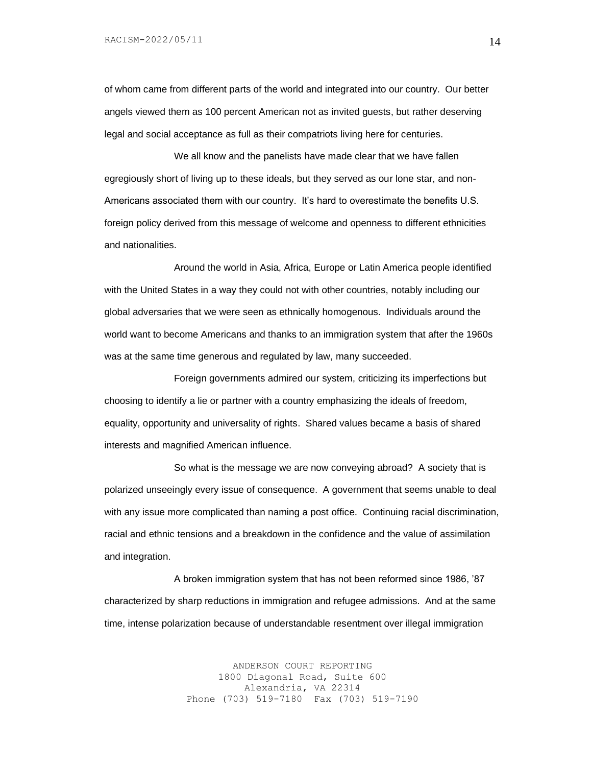of whom came from different parts of the world and integrated into our country. Our better angels viewed them as 100 percent American not as invited guests, but rather deserving legal and social acceptance as full as their compatriots living here for centuries.

We all know and the panelists have made clear that we have fallen egregiously short of living up to these ideals, but they served as our lone star, and non-Americans associated them with our country. It's hard to overestimate the benefits U.S. foreign policy derived from this message of welcome and openness to different ethnicities and nationalities.

Around the world in Asia, Africa, Europe or Latin America people identified with the United States in a way they could not with other countries, notably including our global adversaries that we were seen as ethnically homogenous. Individuals around the world want to become Americans and thanks to an immigration system that after the 1960s was at the same time generous and regulated by law, many succeeded.

Foreign governments admired our system, criticizing its imperfections but choosing to identify a lie or partner with a country emphasizing the ideals of freedom, equality, opportunity and universality of rights. Shared values became a basis of shared interests and magnified American influence.

So what is the message we are now conveying abroad? A society that is polarized unseeingly every issue of consequence. A government that seems unable to deal with any issue more complicated than naming a post office. Continuing racial discrimination, racial and ethnic tensions and a breakdown in the confidence and the value of assimilation and integration.

A broken immigration system that has not been reformed since 1986, '87 characterized by sharp reductions in immigration and refugee admissions. And at the same time, intense polarization because of understandable resentment over illegal immigration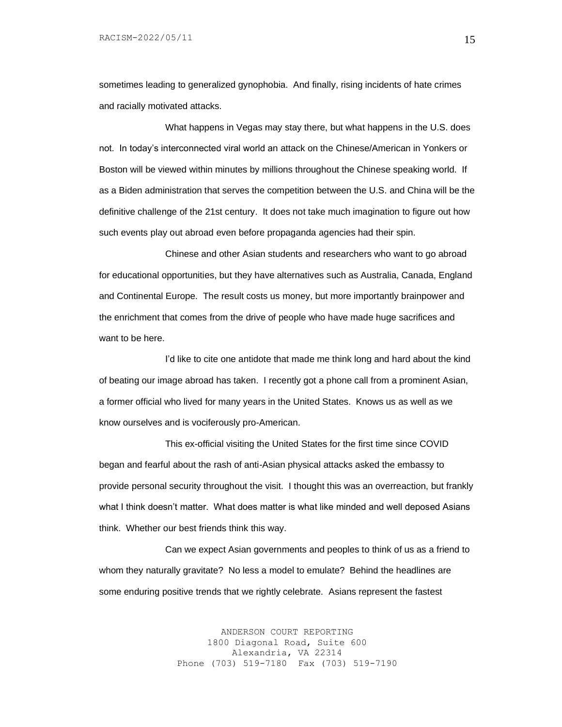sometimes leading to generalized gynophobia. And finally, rising incidents of hate crimes and racially motivated attacks.

What happens in Vegas may stay there, but what happens in the U.S. does not. In today's interconnected viral world an attack on the Chinese/American in Yonkers or Boston will be viewed within minutes by millions throughout the Chinese speaking world. If as a Biden administration that serves the competition between the U.S. and China will be the definitive challenge of the 21st century. It does not take much imagination to figure out how such events play out abroad even before propaganda agencies had their spin.

Chinese and other Asian students and researchers who want to go abroad for educational opportunities, but they have alternatives such as Australia, Canada, England and Continental Europe. The result costs us money, but more importantly brainpower and the enrichment that comes from the drive of people who have made huge sacrifices and want to be here.

I'd like to cite one antidote that made me think long and hard about the kind of beating our image abroad has taken. I recently got a phone call from a prominent Asian, a former official who lived for many years in the United States. Knows us as well as we know ourselves and is vociferously pro-American.

This ex-official visiting the United States for the first time since COVID began and fearful about the rash of anti-Asian physical attacks asked the embassy to provide personal security throughout the visit. I thought this was an overreaction, but frankly what I think doesn't matter. What does matter is what like minded and well deposed Asians think. Whether our best friends think this way.

Can we expect Asian governments and peoples to think of us as a friend to whom they naturally gravitate? No less a model to emulate? Behind the headlines are some enduring positive trends that we rightly celebrate. Asians represent the fastest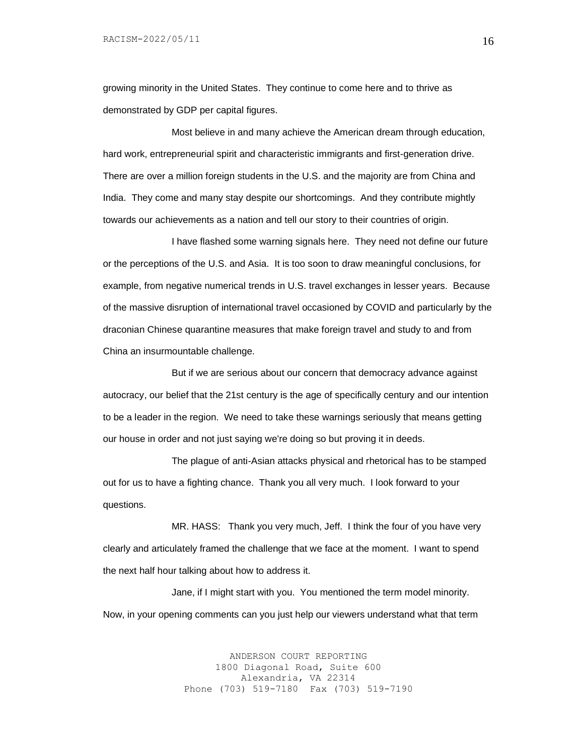growing minority in the United States. They continue to come here and to thrive as demonstrated by GDP per capital figures.

Most believe in and many achieve the American dream through education, hard work, entrepreneurial spirit and characteristic immigrants and first-generation drive. There are over a million foreign students in the U.S. and the majority are from China and India. They come and many stay despite our shortcomings. And they contribute mightly towards our achievements as a nation and tell our story to their countries of origin.

I have flashed some warning signals here. They need not define our future or the perceptions of the U.S. and Asia. It is too soon to draw meaningful conclusions, for example, from negative numerical trends in U.S. travel exchanges in lesser years. Because of the massive disruption of international travel occasioned by COVID and particularly by the draconian Chinese quarantine measures that make foreign travel and study to and from China an insurmountable challenge.

But if we are serious about our concern that democracy advance against autocracy, our belief that the 21st century is the age of specifically century and our intention to be a leader in the region. We need to take these warnings seriously that means getting our house in order and not just saying we're doing so but proving it in deeds.

The plague of anti-Asian attacks physical and rhetorical has to be stamped out for us to have a fighting chance. Thank you all very much. I look forward to your questions.

MR. HASS: Thank you very much, Jeff. I think the four of you have very clearly and articulately framed the challenge that we face at the moment. I want to spend the next half hour talking about how to address it.

Jane, if I might start with you. You mentioned the term model minority. Now, in your opening comments can you just help our viewers understand what that term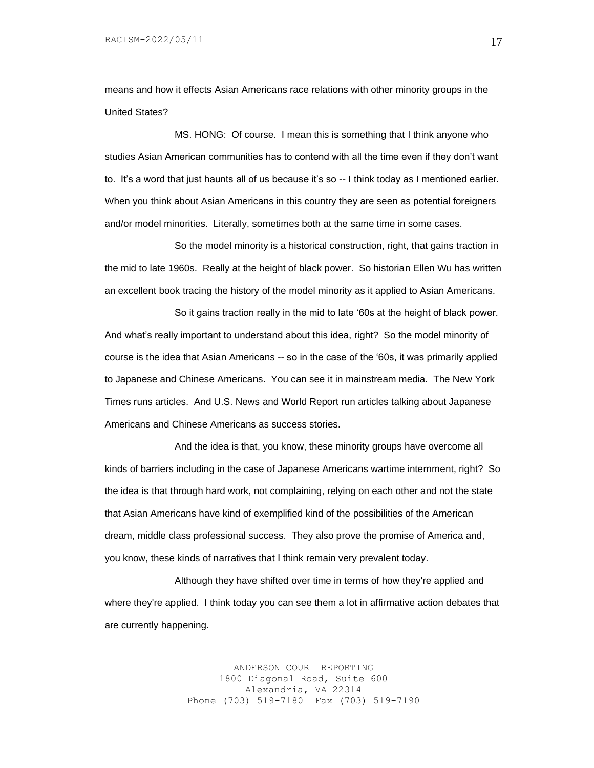means and how it effects Asian Americans race relations with other minority groups in the United States?

MS. HONG: Of course. I mean this is something that I think anyone who studies Asian American communities has to contend with all the time even if they don't want to. It's a word that just haunts all of us because it's so -- I think today as I mentioned earlier. When you think about Asian Americans in this country they are seen as potential foreigners and/or model minorities. Literally, sometimes both at the same time in some cases.

So the model minority is a historical construction, right, that gains traction in the mid to late 1960s. Really at the height of black power. So historian Ellen Wu has written an excellent book tracing the history of the model minority as it applied to Asian Americans.

So it gains traction really in the mid to late '60s at the height of black power. And what's really important to understand about this idea, right? So the model minority of course is the idea that Asian Americans -- so in the case of the '60s, it was primarily applied to Japanese and Chinese Americans. You can see it in mainstream media. The New York Times runs articles. And U.S. News and World Report run articles talking about Japanese Americans and Chinese Americans as success stories.

And the idea is that, you know, these minority groups have overcome all kinds of barriers including in the case of Japanese Americans wartime internment, right? So the idea is that through hard work, not complaining, relying on each other and not the state that Asian Americans have kind of exemplified kind of the possibilities of the American dream, middle class professional success. They also prove the promise of America and, you know, these kinds of narratives that I think remain very prevalent today.

Although they have shifted over time in terms of how they're applied and where they're applied. I think today you can see them a lot in affirmative action debates that are currently happening.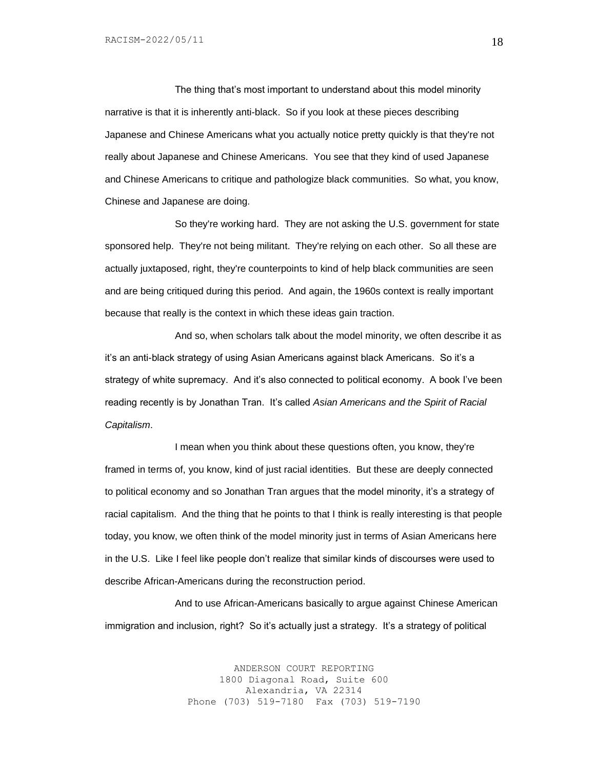The thing that's most important to understand about this model minority narrative is that it is inherently anti-black. So if you look at these pieces describing Japanese and Chinese Americans what you actually notice pretty quickly is that they're not really about Japanese and Chinese Americans. You see that they kind of used Japanese and Chinese Americans to critique and pathologize black communities. So what, you know, Chinese and Japanese are doing.

So they're working hard. They are not asking the U.S. government for state sponsored help. They're not being militant. They're relying on each other. So all these are actually juxtaposed, right, they're counterpoints to kind of help black communities are seen and are being critiqued during this period. And again, the 1960s context is really important because that really is the context in which these ideas gain traction.

And so, when scholars talk about the model minority, we often describe it as it's an anti-black strategy of using Asian Americans against black Americans. So it's a strategy of white supremacy. And it's also connected to political economy. A book I've been reading recently is by Jonathan Tran. It's called *Asian Americans and the Spirit of Racial Capitalism*.

I mean when you think about these questions often, you know, they're framed in terms of, you know, kind of just racial identities. But these are deeply connected to political economy and so Jonathan Tran argues that the model minority, it's a strategy of racial capitalism. And the thing that he points to that I think is really interesting is that people today, you know, we often think of the model minority just in terms of Asian Americans here in the U.S. Like I feel like people don't realize that similar kinds of discourses were used to describe African-Americans during the reconstruction period.

And to use African-Americans basically to argue against Chinese American immigration and inclusion, right? So it's actually just a strategy. It's a strategy of political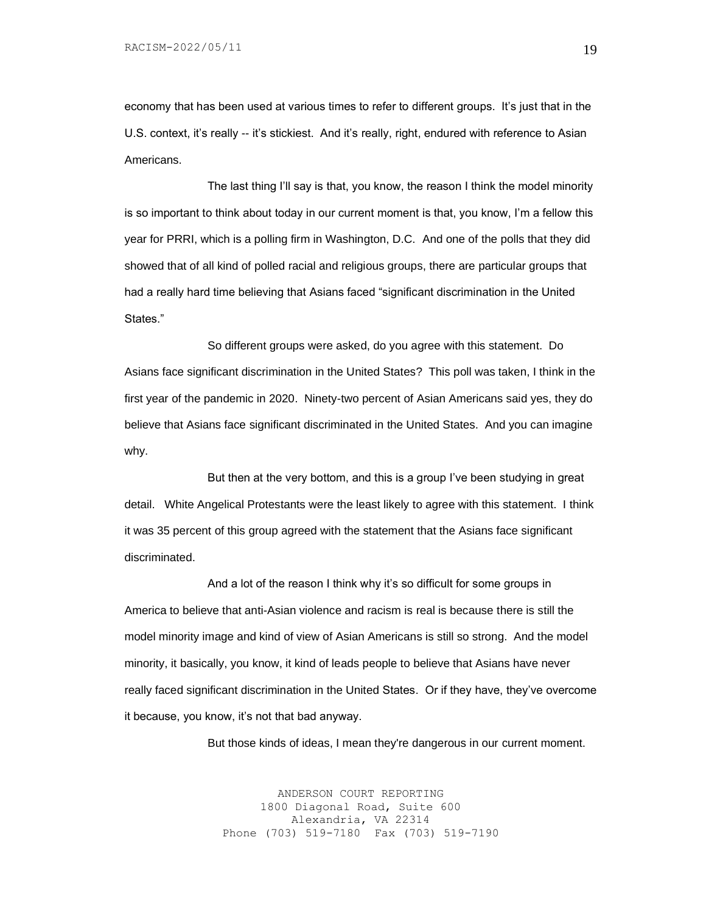economy that has been used at various times to refer to different groups. It's just that in the U.S. context, it's really -- it's stickiest. And it's really, right, endured with reference to Asian Americans.

The last thing I'll say is that, you know, the reason I think the model minority is so important to think about today in our current moment is that, you know, I'm a fellow this year for PRRI, which is a polling firm in Washington, D.C. And one of the polls that they did showed that of all kind of polled racial and religious groups, there are particular groups that had a really hard time believing that Asians faced "significant discrimination in the United States."

So different groups were asked, do you agree with this statement. Do Asians face significant discrimination in the United States? This poll was taken, I think in the first year of the pandemic in 2020. Ninety-two percent of Asian Americans said yes, they do believe that Asians face significant discriminated in the United States. And you can imagine why.

But then at the very bottom, and this is a group I've been studying in great detail. White Angelical Protestants were the least likely to agree with this statement. I think it was 35 percent of this group agreed with the statement that the Asians face significant discriminated.

And a lot of the reason I think why it's so difficult for some groups in America to believe that anti-Asian violence and racism is real is because there is still the model minority image and kind of view of Asian Americans is still so strong. And the model minority, it basically, you know, it kind of leads people to believe that Asians have never really faced significant discrimination in the United States. Or if they have, they've overcome it because, you know, it's not that bad anyway.

But those kinds of ideas, I mean they're dangerous in our current moment.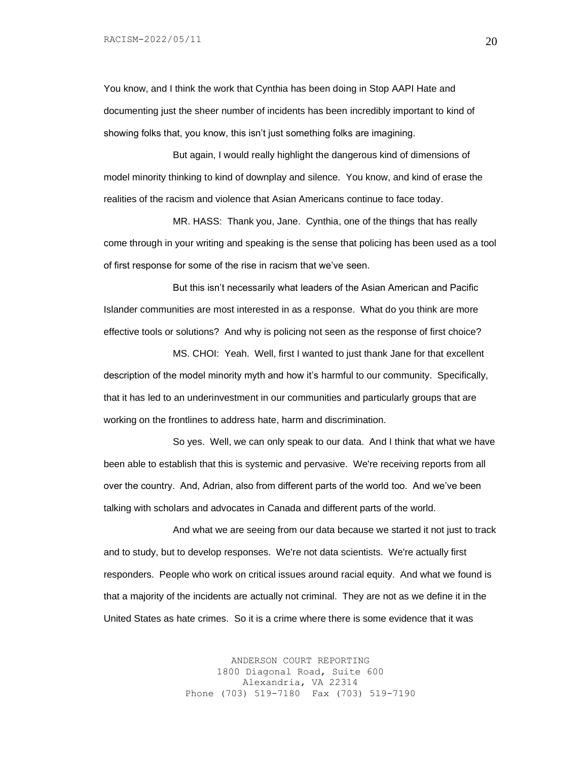You know, and I think the work that Cynthia has been doing in Stop AAPI Hate and documenting just the sheer number of incidents has been incredibly important to kind of showing folks that, you know, this isn't just something folks are imagining.

But again, I would really highlight the dangerous kind of dimensions of model minority thinking to kind of downplay and silence. You know, and kind of erase the realities of the racism and violence that Asian Americans continue to face today.

MR. HASS: Thank you, Jane. Cynthia, one of the things that has really come through in your writing and speaking is the sense that policing has been used as a tool of first response for some of the rise in racism that we've seen.

But this isn't necessarily what leaders of the Asian American and Pacific Islander communities are most interested in as a response. What do you think are more effective tools or solutions? And why is policing not seen as the response of first choice?

MS. CHOI: Yeah. Well, first I wanted to just thank Jane for that excellent description of the model minority myth and how it's harmful to our community. Specifically, that it has led to an underinvestment in our communities and particularly groups that are working on the frontlines to address hate, harm and discrimination.

So yes. Well, we can only speak to our data. And I think that what we have been able to establish that this is systemic and pervasive. We're receiving reports from all over the country. And, Adrian, also from different parts of the world too. And we've been talking with scholars and advocates in Canada and different parts of the world.

And what we are seeing from our data because we started it not just to track and to study, but to develop responses. We're not data scientists. We're actually first responders. People who work on critical issues around racial equity. And what we found is that a majority of the incidents are actually not criminal. They are not as we define it in the United States as hate crimes. So it is a crime where there is some evidence that it was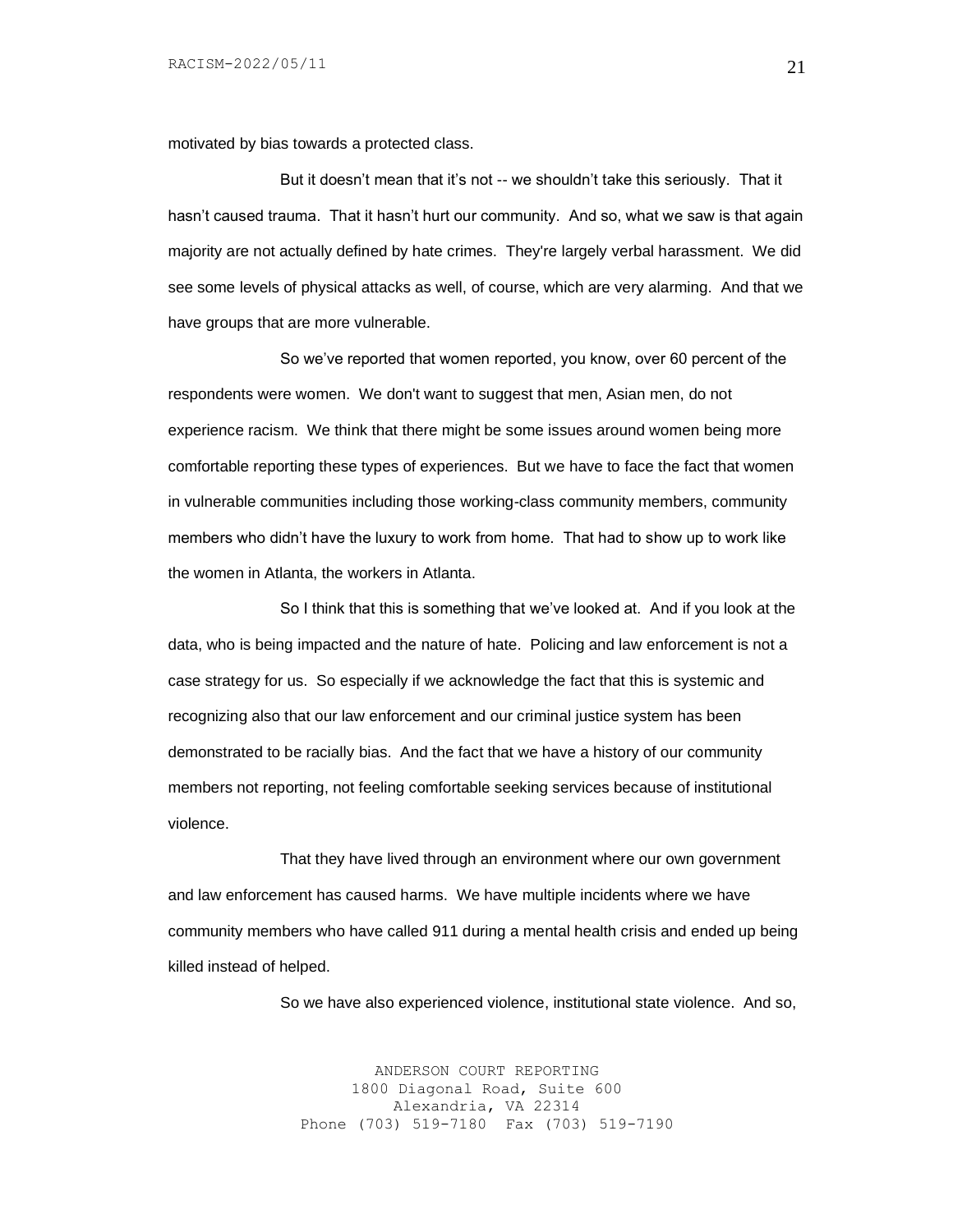motivated by bias towards a protected class.

But it doesn't mean that it's not -- we shouldn't take this seriously. That it hasn't caused trauma. That it hasn't hurt our community. And so, what we saw is that again majority are not actually defined by hate crimes. They're largely verbal harassment. We did see some levels of physical attacks as well, of course, which are very alarming. And that we have groups that are more vulnerable.

So we've reported that women reported, you know, over 60 percent of the respondents were women. We don't want to suggest that men, Asian men, do not experience racism. We think that there might be some issues around women being more comfortable reporting these types of experiences. But we have to face the fact that women in vulnerable communities including those working-class community members, community members who didn't have the luxury to work from home. That had to show up to work like the women in Atlanta, the workers in Atlanta.

So I think that this is something that we've looked at. And if you look at the data, who is being impacted and the nature of hate. Policing and law enforcement is not a case strategy for us. So especially if we acknowledge the fact that this is systemic and recognizing also that our law enforcement and our criminal justice system has been demonstrated to be racially bias. And the fact that we have a history of our community members not reporting, not feeling comfortable seeking services because of institutional violence.

That they have lived through an environment where our own government and law enforcement has caused harms. We have multiple incidents where we have community members who have called 911 during a mental health crisis and ended up being killed instead of helped.

So we have also experienced violence, institutional state violence. And so,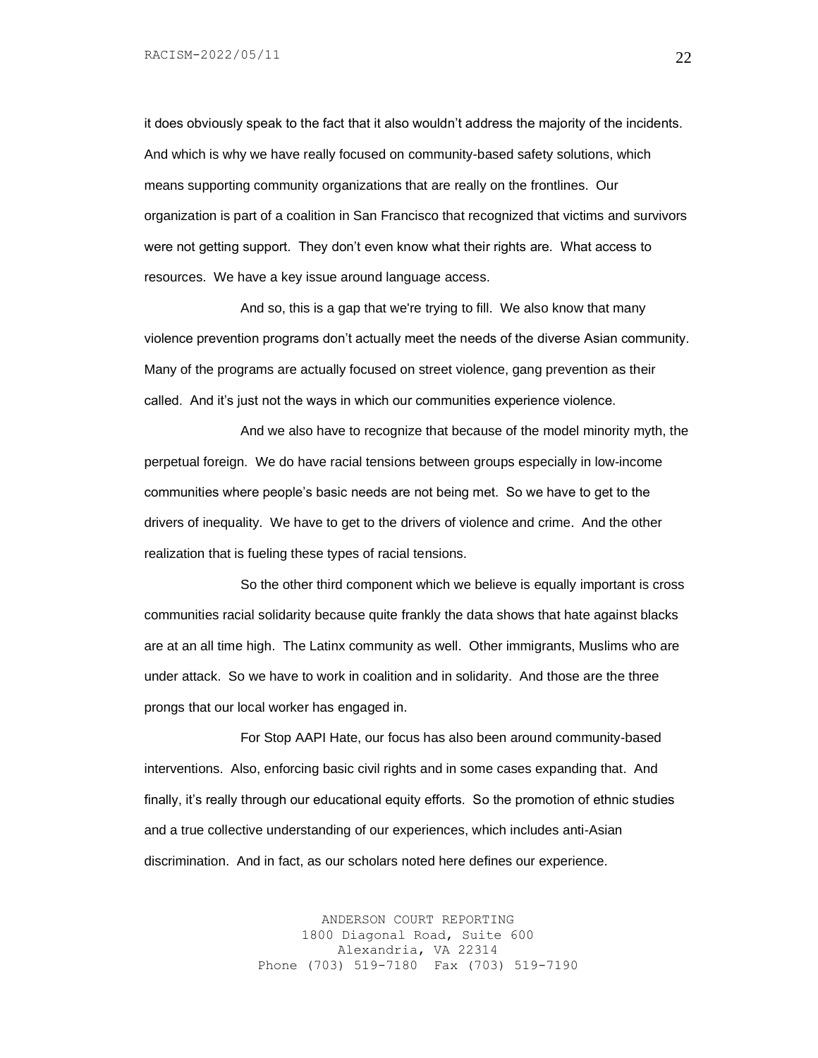it does obviously speak to the fact that it also wouldn't address the majority of the incidents. And which is why we have really focused on community-based safety solutions, which means supporting community organizations that are really on the frontlines. Our organization is part of a coalition in San Francisco that recognized that victims and survivors were not getting support. They don't even know what their rights are. What access to resources. We have a key issue around language access.

And so, this is a gap that we're trying to fill. We also know that many violence prevention programs don't actually meet the needs of the diverse Asian community. Many of the programs are actually focused on street violence, gang prevention as their called. And it's just not the ways in which our communities experience violence.

And we also have to recognize that because of the model minority myth, the perpetual foreign. We do have racial tensions between groups especially in low-income communities where people's basic needs are not being met. So we have to get to the drivers of inequality. We have to get to the drivers of violence and crime. And the other realization that is fueling these types of racial tensions.

So the other third component which we believe is equally important is cross communities racial solidarity because quite frankly the data shows that hate against blacks are at an all time high. The Latinx community as well. Other immigrants, Muslims who are under attack. So we have to work in coalition and in solidarity. And those are the three prongs that our local worker has engaged in.

For Stop AAPI Hate, our focus has also been around community-based interventions. Also, enforcing basic civil rights and in some cases expanding that. And finally, it's really through our educational equity efforts. So the promotion of ethnic studies and a true collective understanding of our experiences, which includes anti-Asian discrimination. And in fact, as our scholars noted here defines our experience.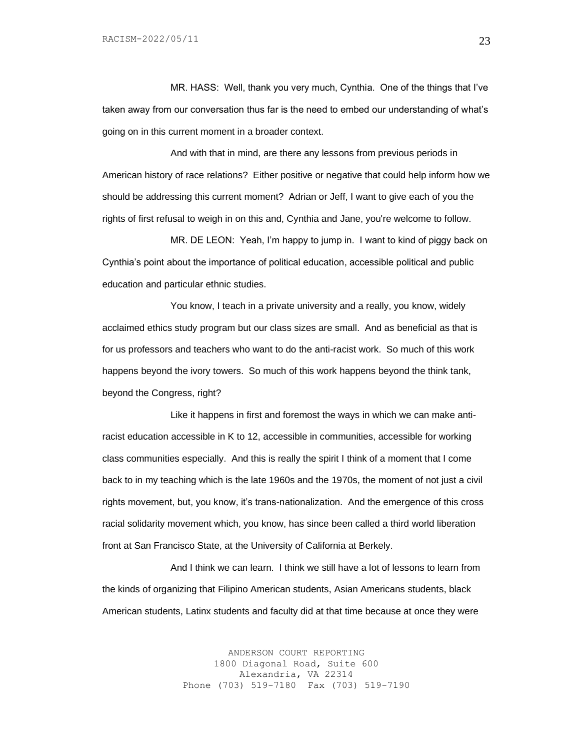MR. HASS: Well, thank you very much, Cynthia. One of the things that I've taken away from our conversation thus far is the need to embed our understanding of what's going on in this current moment in a broader context.

And with that in mind, are there any lessons from previous periods in American history of race relations? Either positive or negative that could help inform how we should be addressing this current moment? Adrian or Jeff, I want to give each of you the rights of first refusal to weigh in on this and, Cynthia and Jane, you're welcome to follow.

MR. DE LEON: Yeah, I'm happy to jump in. I want to kind of piggy back on Cynthia's point about the importance of political education, accessible political and public education and particular ethnic studies.

You know, I teach in a private university and a really, you know, widely acclaimed ethics study program but our class sizes are small. And as beneficial as that is for us professors and teachers who want to do the anti-racist work. So much of this work happens beyond the ivory towers. So much of this work happens beyond the think tank, beyond the Congress, right?

Like it happens in first and foremost the ways in which we can make anti-racist education accessible in K to 12, accessible in communities, accessible for working class communities especially. And this is really the spirit I think of a moment that I come back to in my teaching which is the late 1960s and the 1970s, the moment of not just a civil rights movement, but, you know, it's trans-nationalization. And the emergence of this cross racial solidarity movement which, you know, has since been called a third world liberation front at San Francisco State, at the University of California at Berkely.

And I think we can learn. I think we still have a lot of lessons to learn from the kinds of organizing that Filipino American students, Asian Americans students, black American students, Latinx students and faculty did at that time because at once they were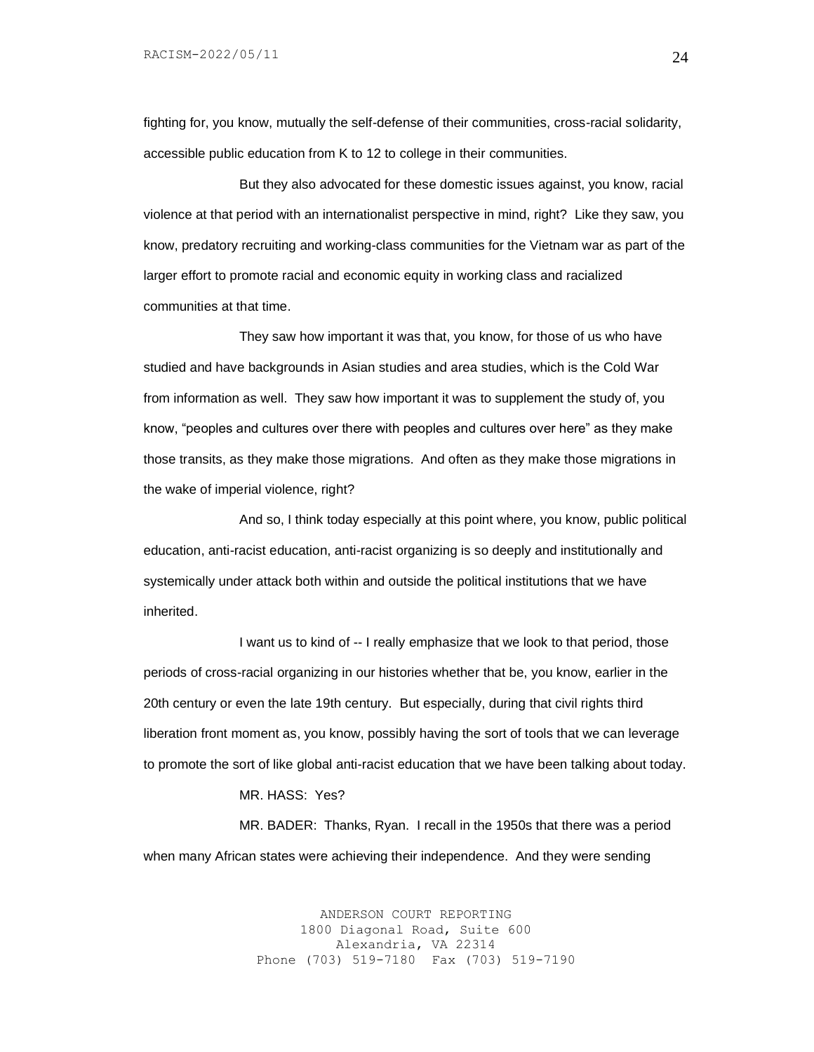fighting for, you know, mutually the self-defense of their communities, cross-racial solidarity, accessible public education from K to 12 to college in their communities.

But they also advocated for these domestic issues against, you know, racial violence at that period with an internationalist perspective in mind, right? Like they saw, you know, predatory recruiting and working-class communities for the Vietnam war as part of the larger effort to promote racial and economic equity in working class and racialized communities at that time.

They saw how important it was that, you know, for those of us who have studied and have backgrounds in Asian studies and area studies, which is the Cold War from information as well. They saw how important it was to supplement the study of, you know, "peoples and cultures over there with peoples and cultures over here" as they make those transits, as they make those migrations. And often as they make those migrations in the wake of imperial violence, right?

And so, I think today especially at this point where, you know, public political education, anti-racist education, anti-racist organizing is so deeply and institutionally and systemically under attack both within and outside the political institutions that we have inherited.

I want us to kind of -- I really emphasize that we look to that period, those periods of cross-racial organizing in our histories whether that be, you know, earlier in the 20th century or even the late 19th century. But especially, during that civil rights third liberation front moment as, you know, possibly having the sort of tools that we can leverage to promote the sort of like global anti-racist education that we have been talking about today.

MR. HASS: Yes?

MR. BADER: Thanks, Ryan. I recall in the 1950s that there was a period when many African states were achieving their independence. And they were sending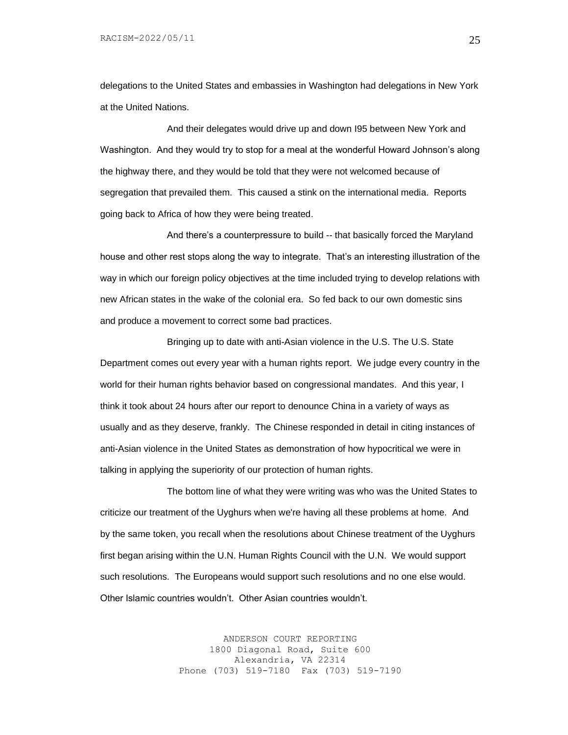delegations to the United States and embassies in Washington had delegations in New York at the United Nations.

And their delegates would drive up and down I95 between New York and Washington. And they would try to stop for a meal at the wonderful Howard Johnson's along the highway there, and they would be told that they were not welcomed because of segregation that prevailed them. This caused a stink on the international media. Reports going back to Africa of how they were being treated.

And there's a counterpressure to build -- that basically forced the Maryland house and other rest stops along the way to integrate. That's an interesting illustration of the way in which our foreign policy objectives at the time included trying to develop relations with new African states in the wake of the colonial era. So fed back to our own domestic sins and produce a movement to correct some bad practices.

Bringing up to date with anti-Asian violence in the U.S. The U.S. State Department comes out every year with a human rights report. We judge every country in the world for their human rights behavior based on congressional mandates. And this year, I think it took about 24 hours after our report to denounce China in a variety of ways as usually and as they deserve, frankly. The Chinese responded in detail in citing instances of anti-Asian violence in the United States as demonstration of how hypocritical we were in talking in applying the superiority of our protection of human rights.

The bottom line of what they were writing was who was the United States to criticize our treatment of the Uyghurs when we're having all these problems at home. And by the same token, you recall when the resolutions about Chinese treatment of the Uyghurs first began arising within the U.N. Human Rights Council with the U.N. We would support such resolutions. The Europeans would support such resolutions and no one else would. Other Islamic countries wouldn't. Other Asian countries wouldn't.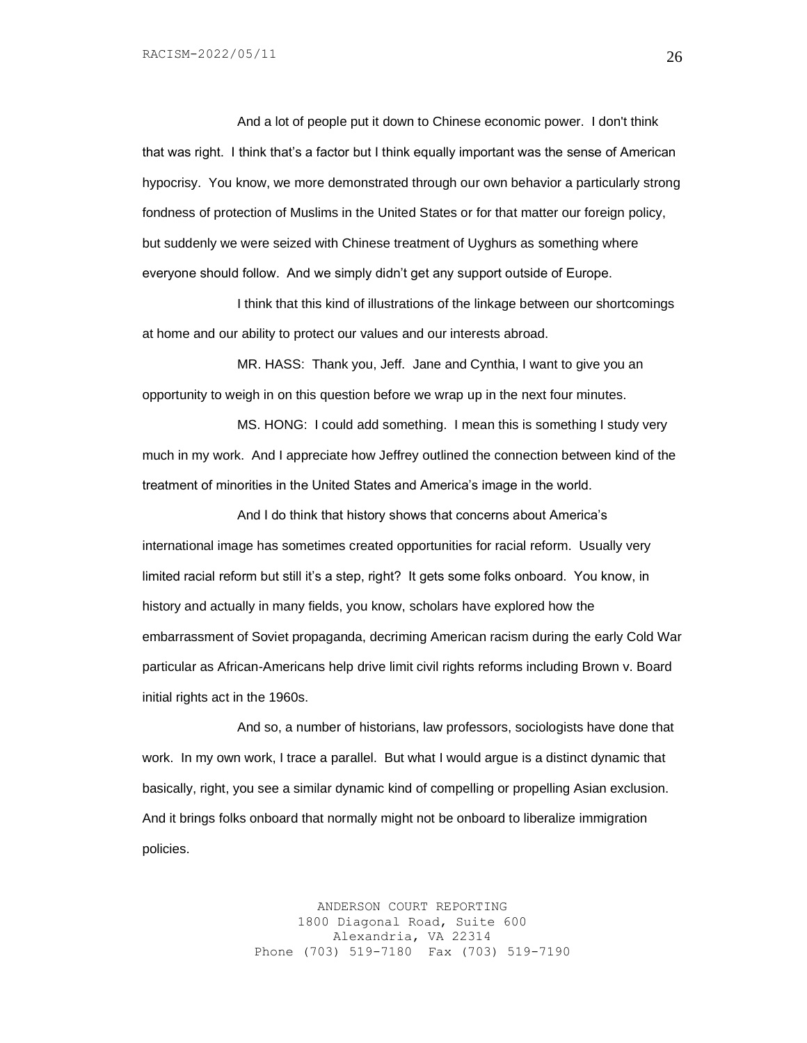And a lot of people put it down to Chinese economic power. I don't think that was right. I think that's a factor but I think equally important was the sense of American hypocrisy. You know, we more demonstrated through our own behavior a particularly strong fondness of protection of Muslims in the United States or for that matter our foreign policy, but suddenly we were seized with Chinese treatment of Uyghurs as something where everyone should follow. And we simply didn't get any support outside of Europe.

I think that this kind of illustrations of the linkage between our shortcomings at home and our ability to protect our values and our interests abroad.

MR. HASS: Thank you, Jeff. Jane and Cynthia, I want to give you an opportunity to weigh in on this question before we wrap up in the next four minutes.

MS. HONG: I could add something. I mean this is something I study very much in my work. And I appreciate how Jeffrey outlined the connection between kind of the treatment of minorities in the United States and America's image in the world.

And I do think that history shows that concerns about America's international image has sometimes created opportunities for racial reform. Usually very limited racial reform but still it's a step, right? It gets some folks onboard. You know, in history and actually in many fields, you know, scholars have explored how the embarrassment of Soviet propaganda, decriming American racism during the early Cold War particular as African-Americans help drive limit civil rights reforms including Brown v. Board initial rights act in the 1960s.

And so, a number of historians, law professors, sociologists have done that work. In my own work, I trace a parallel. But what I would argue is a distinct dynamic that basically, right, you see a similar dynamic kind of compelling or propelling Asian exclusion. And it brings folks onboard that normally might not be onboard to liberalize immigration policies.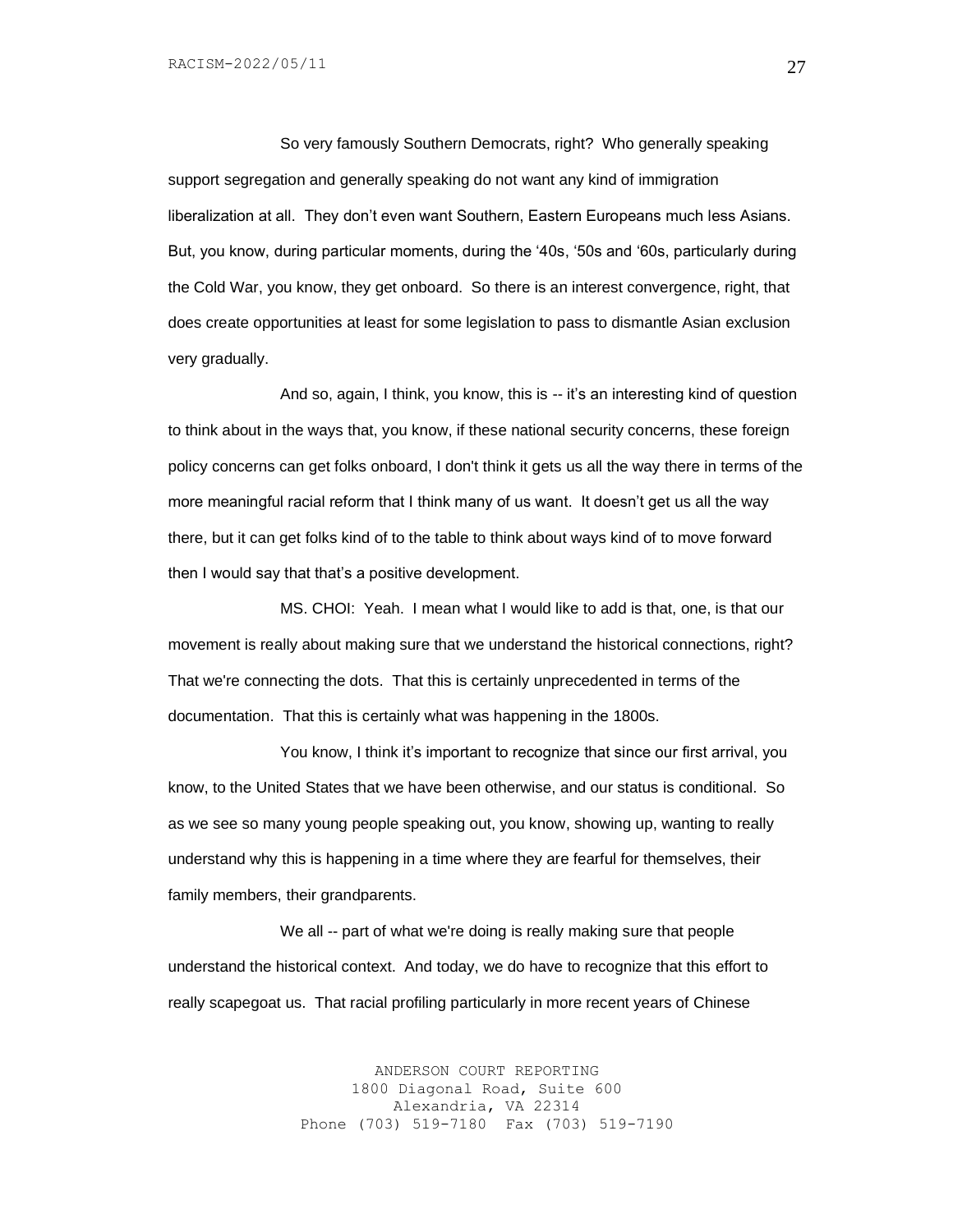So very famously Southern Democrats, right? Who generally speaking support segregation and generally speaking do not want any kind of immigration liberalization at all. They don't even want Southern, Eastern Europeans much less Asians. But, you know, during particular moments, during the '40s, '50s and '60s, particularly during the Cold War, you know, they get onboard. So there is an interest convergence, right, that does create opportunities at least for some legislation to pass to dismantle Asian exclusion very gradually.

And so, again, I think, you know, this is -- it's an interesting kind of question to think about in the ways that, you know, if these national security concerns, these foreign policy concerns can get folks onboard, I don't think it gets us all the way there in terms of the more meaningful racial reform that I think many of us want. It doesn't get us all the way there, but it can get folks kind of to the table to think about ways kind of to move forward then I would say that that's a positive development.

MS. CHOI: Yeah. I mean what I would like to add is that, one, is that our movement is really about making sure that we understand the historical connections, right? That we're connecting the dots. That this is certainly unprecedented in terms of the documentation. That this is certainly what was happening in the 1800s.

You know, I think it's important to recognize that since our first arrival, you know, to the United States that we have been otherwise, and our status is conditional. So as we see so many young people speaking out, you know, showing up, wanting to really understand why this is happening in a time where they are fearful for themselves, their family members, their grandparents.

We all -- part of what we're doing is really making sure that people understand the historical context. And today, we do have to recognize that this effort to really scapegoat us. That racial profiling particularly in more recent years of Chinese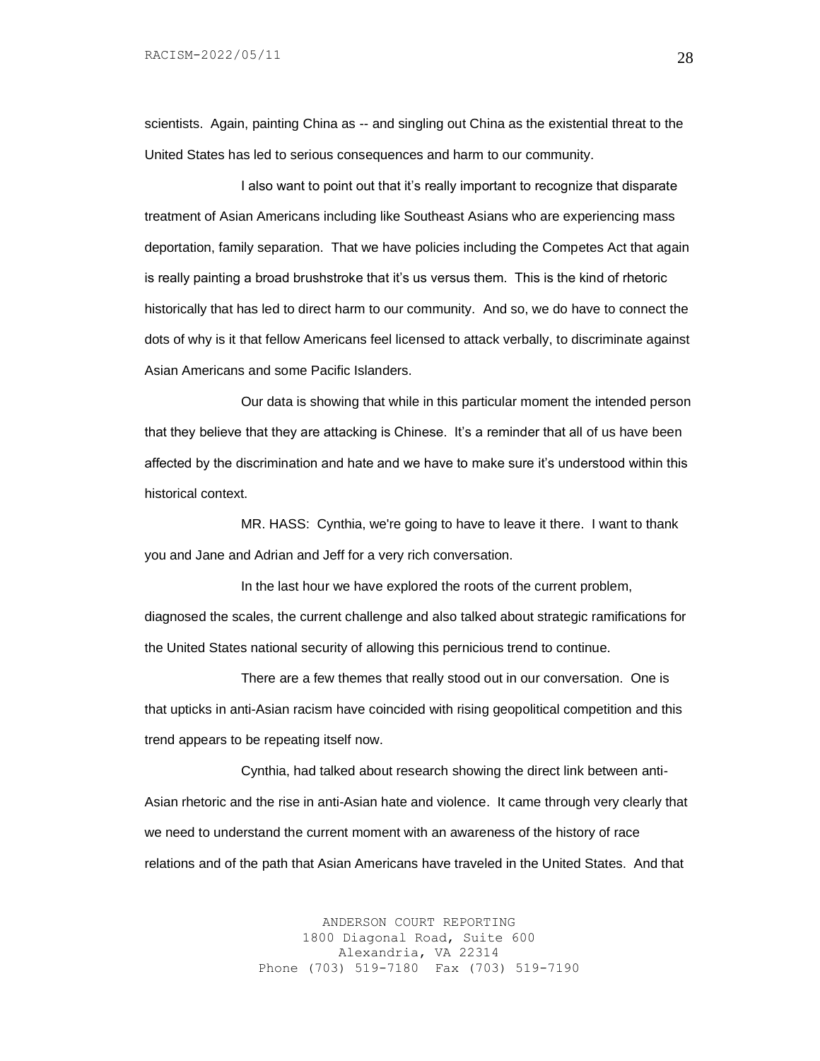scientists. Again, painting China as -- and singling out China as the existential threat to the United States has led to serious consequences and harm to our community.

I also want to point out that it's really important to recognize that disparate treatment of Asian Americans including like Southeast Asians who are experiencing mass deportation, family separation. That we have policies including the Competes Act that again is really painting a broad brushstroke that it's us versus them. This is the kind of rhetoric historically that has led to direct harm to our community. And so, we do have to connect the dots of why is it that fellow Americans feel licensed to attack verbally, to discriminate against Asian Americans and some Pacific Islanders.

Our data is showing that while in this particular moment the intended person that they believe that they are attacking is Chinese. It's a reminder that all of us have been affected by the discrimination and hate and we have to make sure it's understood within this historical context.

MR. HASS: Cynthia, we're going to have to leave it there. I want to thank you and Jane and Adrian and Jeff for a very rich conversation.

In the last hour we have explored the roots of the current problem, diagnosed the scales, the current challenge and also talked about strategic ramifications for the United States national security of allowing this pernicious trend to continue.

There are a few themes that really stood out in our conversation. One is that upticks in anti-Asian racism have coincided with rising geopolitical competition and this trend appears to be repeating itself now.

Cynthia, had talked about research showing the direct link between anti-Asian rhetoric and the rise in anti-Asian hate and violence. It came through very clearly that we need to understand the current moment with an awareness of the history of race relations and of the path that Asian Americans have traveled in the United States. And that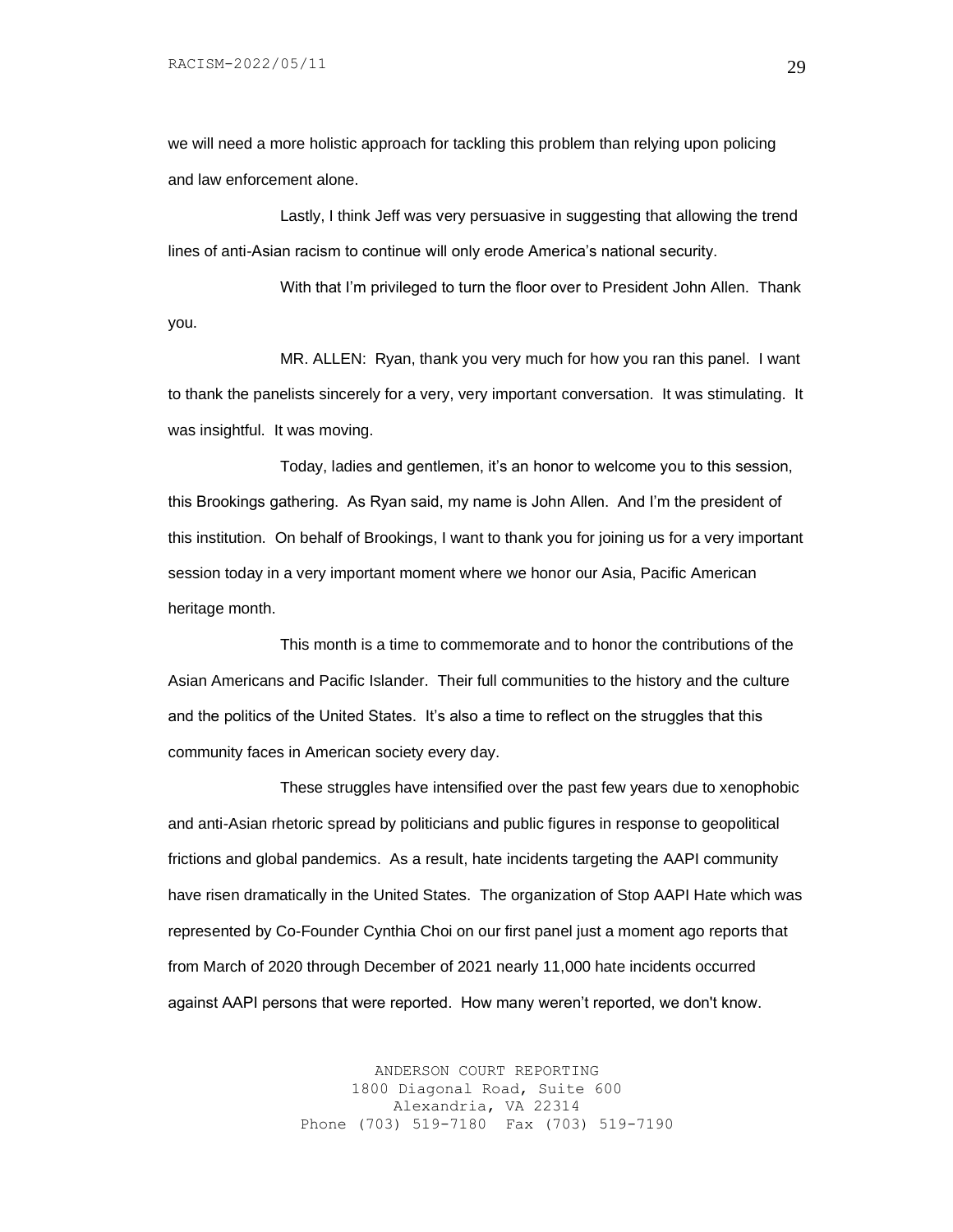we will need a more holistic approach for tackling this problem than relying upon policing and law enforcement alone.

Lastly, I think Jeff was very persuasive in suggesting that allowing the trend lines of anti-Asian racism to continue will only erode America's national security.

With that I'm privileged to turn the floor over to President John Allen. Thank you.

MR. ALLEN: Ryan, thank you very much for how you ran this panel. I want to thank the panelists sincerely for a very, very important conversation. It was stimulating. It was insightful. It was moving.

Today, ladies and gentlemen, it's an honor to welcome you to this session, this Brookings gathering. As Ryan said, my name is John Allen. And I'm the president of this institution. On behalf of Brookings, I want to thank you for joining us for a very important session today in a very important moment where we honor our Asia, Pacific American heritage month.

This month is a time to commemorate and to honor the contributions of the Asian Americans and Pacific Islander. Their full communities to the history and the culture and the politics of the United States. It's also a time to reflect on the struggles that this community faces in American society every day.

These struggles have intensified over the past few years due to xenophobic and anti-Asian rhetoric spread by politicians and public figures in response to geopolitical frictions and global pandemics. As a result, hate incidents targeting the AAPI community have risen dramatically in the United States. The organization of Stop AAPI Hate which was represented by Co-Founder Cynthia Choi on our first panel just a moment ago reports that from March of 2020 through December of 2021 nearly 11,000 hate incidents occurred against AAPI persons that were reported. How many weren't reported, we don't know.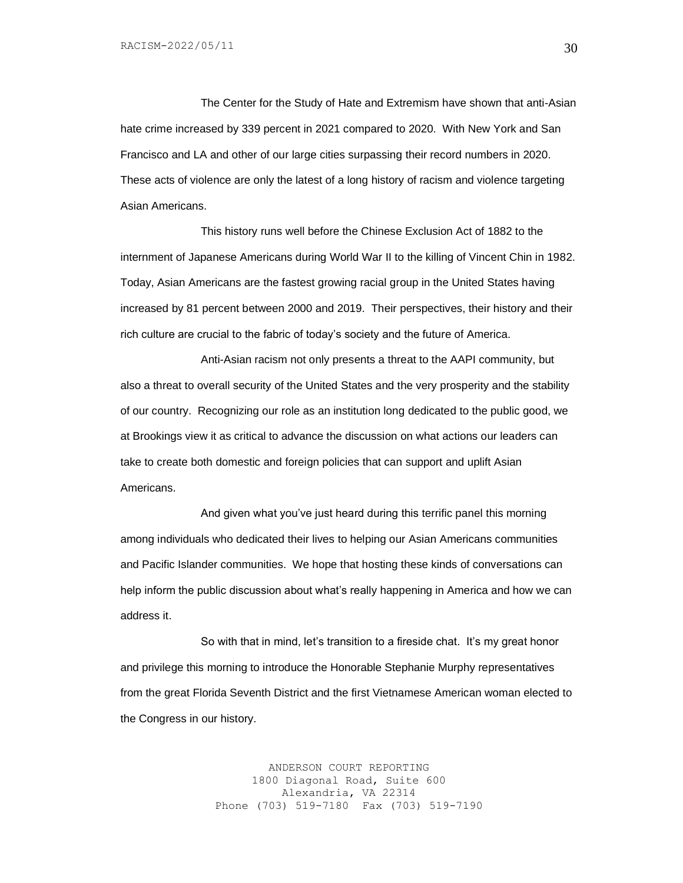The Center for the Study of Hate and Extremism have shown that anti-Asian hate crime increased by 339 percent in 2021 compared to 2020. With New York and San Francisco and LA and other of our large cities surpassing their record numbers in 2020. These acts of violence are only the latest of a long history of racism and violence targeting Asian Americans.

This history runs well before the Chinese Exclusion Act of 1882 to the internment of Japanese Americans during World War II to the killing of Vincent Chin in 1982. Today, Asian Americans are the fastest growing racial group in the United States having increased by 81 percent between 2000 and 2019. Their perspectives, their history and their rich culture are crucial to the fabric of today's society and the future of America.

Anti-Asian racism not only presents a threat to the AAPI community, but also a threat to overall security of the United States and the very prosperity and the stability of our country. Recognizing our role as an institution long dedicated to the public good, we at Brookings view it as critical to advance the discussion on what actions our leaders can take to create both domestic and foreign policies that can support and uplift Asian Americans.

And given what you've just heard during this terrific panel this morning among individuals who dedicated their lives to helping our Asian Americans communities and Pacific Islander communities. We hope that hosting these kinds of conversations can help inform the public discussion about what's really happening in America and how we can address it.

So with that in mind, let's transition to a fireside chat. It's my great honor and privilege this morning to introduce the Honorable Stephanie Murphy representatives from the great Florida Seventh District and the first Vietnamese American woman elected to the Congress in our history.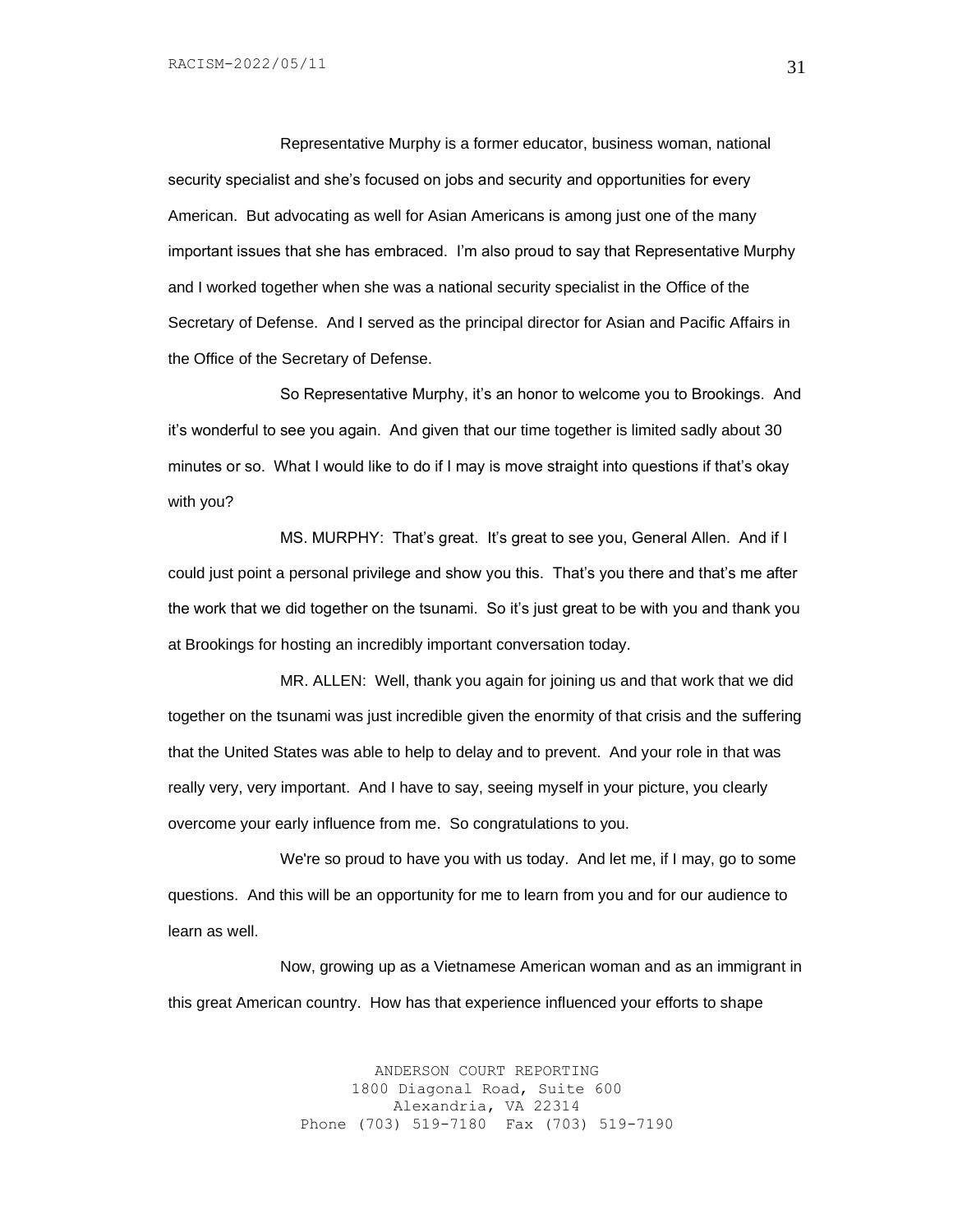Representative Murphy is a former educator, business woman, national security specialist and she's focused on jobs and security and opportunities for every American. But advocating as well for Asian Americans is among just one of the many important issues that she has embraced. I'm also proud to say that Representative Murphy and I worked together when she was a national security specialist in the Office of the Secretary of Defense. And I served as the principal director for Asian and Pacific Affairs in the Office of the Secretary of Defense.

So Representative Murphy, it's an honor to welcome you to Brookings. And it's wonderful to see you again. And given that our time together is limited sadly about 30 minutes or so. What I would like to do if I may is move straight into questions if that's okay with you?

MS. MURPHY: That's great. It's great to see you, General Allen. And if I could just point a personal privilege and show you this. That's you there and that's me after the work that we did together on the tsunami. So it's just great to be with you and thank you at Brookings for hosting an incredibly important conversation today.

MR. ALLEN: Well, thank you again for joining us and that work that we did together on the tsunami was just incredible given the enormity of that crisis and the suffering that the United States was able to help to delay and to prevent. And your role in that was really very, very important. And I have to say, seeing myself in your picture, you clearly overcome your early influence from me. So congratulations to you.

We're so proud to have you with us today. And let me, if I may, go to some questions. And this will be an opportunity for me to learn from you and for our audience to learn as well.

Now, growing up as a Vietnamese American woman and as an immigrant in this great American country. How has that experience influenced your efforts to shape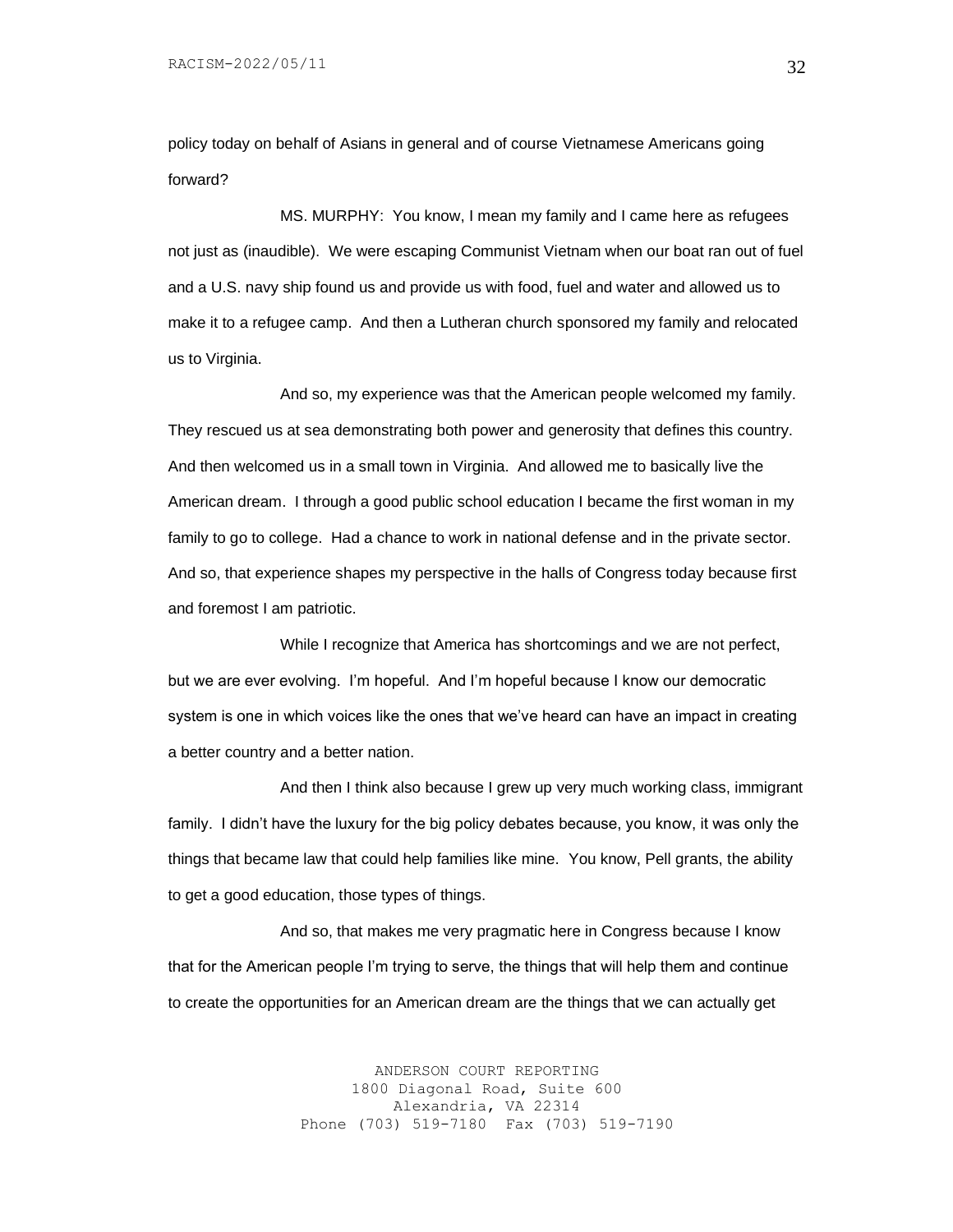policy today on behalf of Asians in general and of course Vietnamese Americans going forward?

MS. MURPHY: You know, I mean my family and I came here as refugees not just as (inaudible). We were escaping Communist Vietnam when our boat ran out of fuel and a U.S. navy ship found us and provide us with food, fuel and water and allowed us to make it to a refugee camp. And then a Lutheran church sponsored my family and relocated us to Virginia.

And so, my experience was that the American people welcomed my family. They rescued us at sea demonstrating both power and generosity that defines this country. And then welcomed us in a small town in Virginia. And allowed me to basically live the American dream. I through a good public school education I became the first woman in my family to go to college. Had a chance to work in national defense and in the private sector. And so, that experience shapes my perspective in the halls of Congress today because first and foremost I am patriotic.

While I recognize that America has shortcomings and we are not perfect, but we are ever evolving. I'm hopeful. And I'm hopeful because I know our democratic system is one in which voices like the ones that we've heard can have an impact in creating a better country and a better nation.

And then I think also because I grew up very much working class, immigrant family. I didn't have the luxury for the big policy debates because, you know, it was only the things that became law that could help families like mine. You know, Pell grants, the ability to get a good education, those types of things.

And so, that makes me very pragmatic here in Congress because I know that for the American people I'm trying to serve, the things that will help them and continue to create the opportunities for an American dream are the things that we can actually get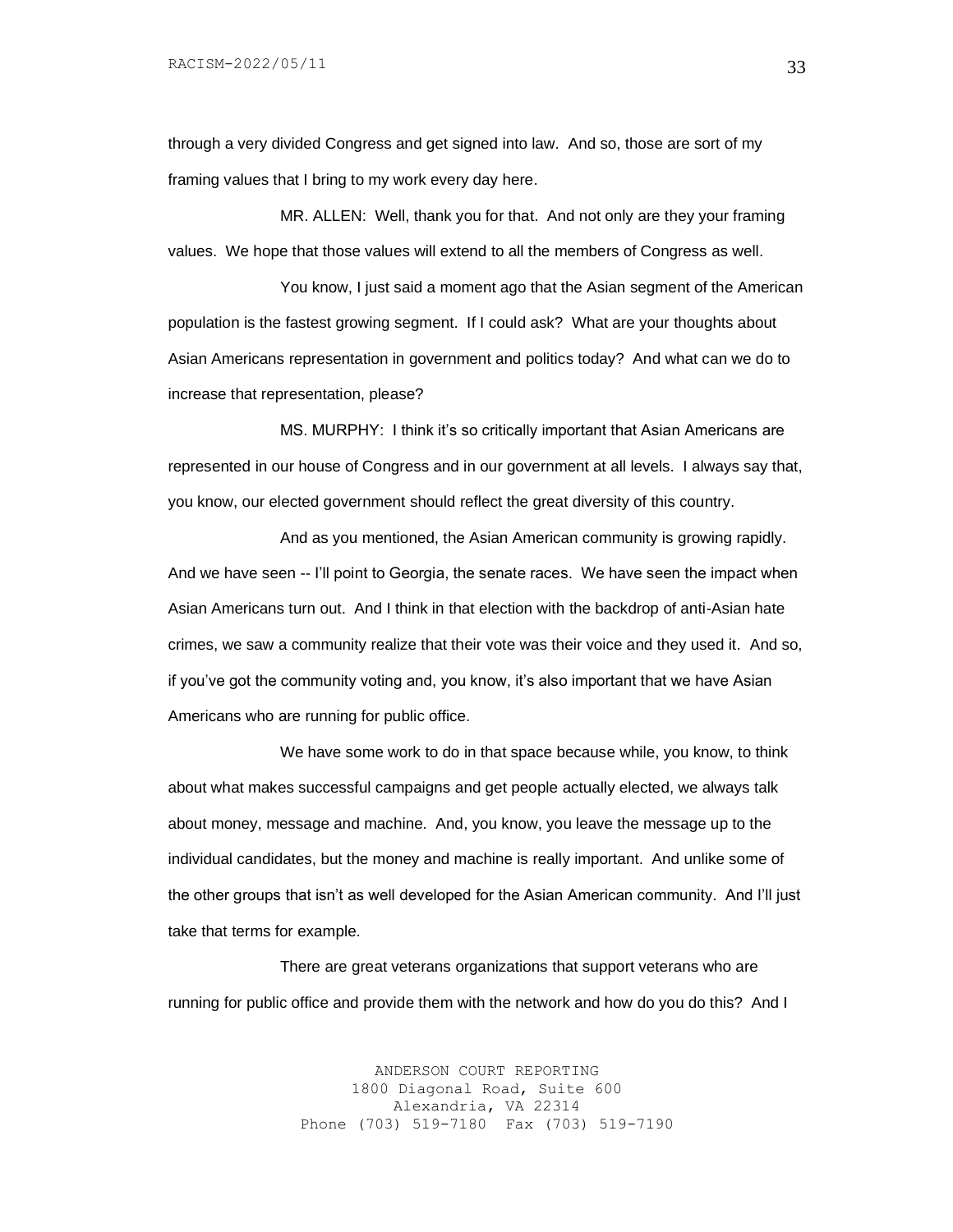through a very divided Congress and get signed into law. And so, those are sort of my framing values that I bring to my work every day here.

MR. ALLEN: Well, thank you for that. And not only are they your framing values. We hope that those values will extend to all the members of Congress as well.

You know, I just said a moment ago that the Asian segment of the American population is the fastest growing segment. If I could ask? What are your thoughts about Asian Americans representation in government and politics today? And what can we do to increase that representation, please?

MS. MURPHY: I think it's so critically important that Asian Americans are represented in our house of Congress and in our government at all levels. I always say that, you know, our elected government should reflect the great diversity of this country.

And as you mentioned, the Asian American community is growing rapidly. And we have seen -- I'll point to Georgia, the senate races. We have seen the impact when Asian Americans turn out. And I think in that election with the backdrop of anti-Asian hate crimes, we saw a community realize that their vote was their voice and they used it. And so, if you've got the community voting and, you know, it's also important that we have Asian Americans who are running for public office.

We have some work to do in that space because while, you know, to think about what makes successful campaigns and get people actually elected, we always talk about money, message and machine. And, you know, you leave the message up to the individual candidates, but the money and machine is really important. And unlike some of the other groups that isn't as well developed for the Asian American community. And I'll just take that terms for example.

There are great veterans organizations that support veterans who are running for public office and provide them with the network and how do you do this? And I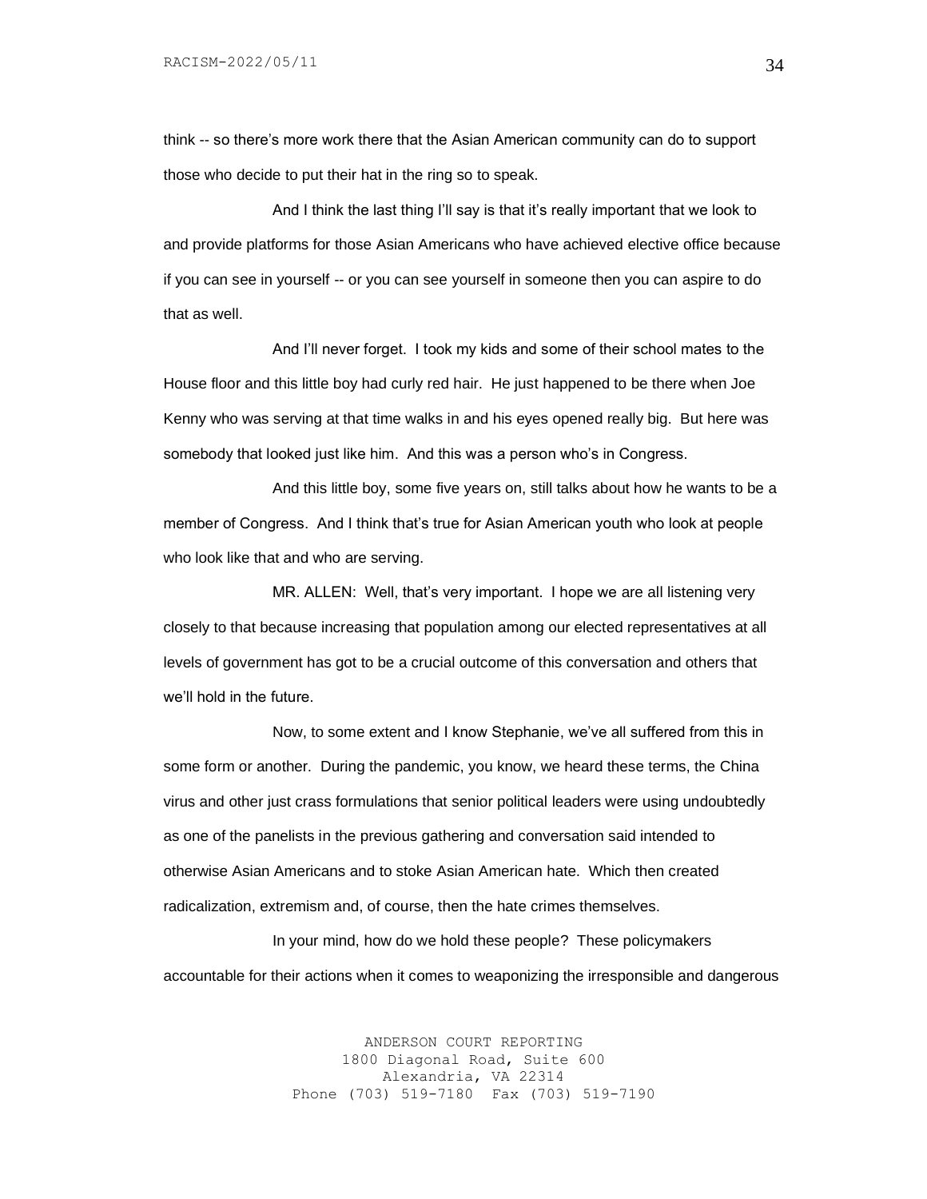think -- so there's more work there that the Asian American community can do to support those who decide to put their hat in the ring so to speak.

And I think the last thing I'll say is that it's really important that we look to and provide platforms for those Asian Americans who have achieved elective office because if you can see in yourself -- or you can see yourself in someone then you can aspire to do that as well.

And I'll never forget. I took my kids and some of their school mates to the House floor and this little boy had curly red hair. He just happened to be there when Joe Kenny who was serving at that time walks in and his eyes opened really big. But here was somebody that looked just like him. And this was a person who's in Congress.

And this little boy, some five years on, still talks about how he wants to be a member of Congress. And I think that's true for Asian American youth who look at people who look like that and who are serving.

MR. ALLEN: Well, that's very important. I hope we are all listening very closely to that because increasing that population among our elected representatives at all levels of government has got to be a crucial outcome of this conversation and others that we'll hold in the future.

Now, to some extent and I know Stephanie, we've all suffered from this in some form or another. During the pandemic, you know, we heard these terms, the China virus and other just crass formulations that senior political leaders were using undoubtedly as one of the panelists in the previous gathering and conversation said intended to otherwise Asian Americans and to stoke Asian American hate. Which then created radicalization, extremism and, of course, then the hate crimes themselves.

In your mind, how do we hold these people? These policymakers accountable for their actions when it comes to weaponizing the irresponsible and dangerous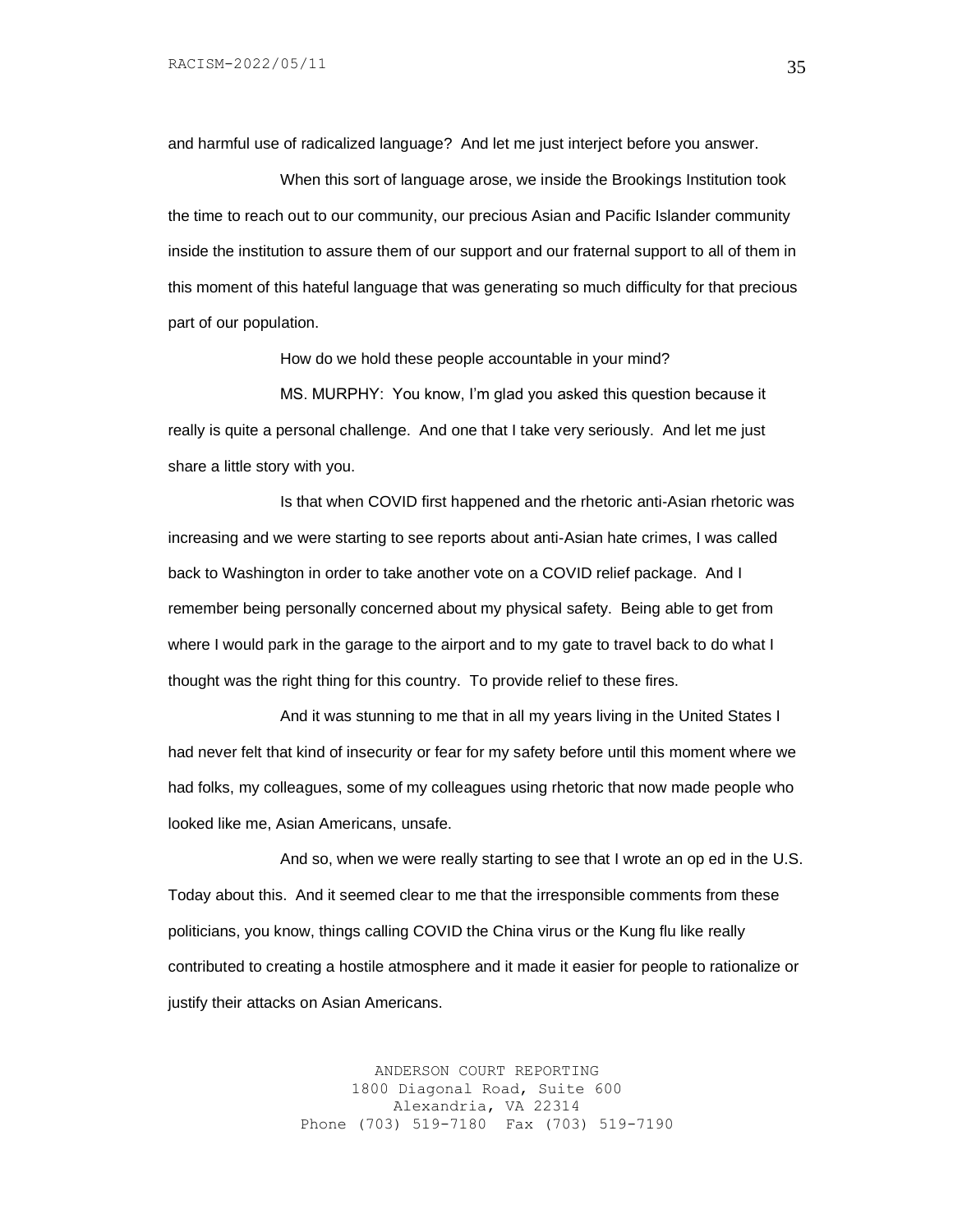and harmful use of radicalized language? And let me just interject before you answer.

When this sort of language arose, we inside the Brookings Institution took the time to reach out to our community, our precious Asian and Pacific Islander community inside the institution to assure them of our support and our fraternal support to all of them in this moment of this hateful language that was generating so much difficulty for that precious part of our population.

How do we hold these people accountable in your mind?

MS. MURPHY: You know, I'm glad you asked this question because it really is quite a personal challenge. And one that I take very seriously. And let me just share a little story with you.

Is that when COVID first happened and the rhetoric anti-Asian rhetoric was increasing and we were starting to see reports about anti-Asian hate crimes, I was called back to Washington in order to take another vote on a COVID relief package. And I remember being personally concerned about my physical safety. Being able to get from where I would park in the garage to the airport and to my gate to travel back to do what I thought was the right thing for this country. To provide relief to these fires.

And it was stunning to me that in all my years living in the United States I had never felt that kind of insecurity or fear for my safety before until this moment where we had folks, my colleagues, some of my colleagues using rhetoric that now made people who looked like me, Asian Americans, unsafe.

And so, when we were really starting to see that I wrote an op ed in the U.S. Today about this. And it seemed clear to me that the irresponsible comments from these politicians, you know, things calling COVID the China virus or the Kung flu like really contributed to creating a hostile atmosphere and it made it easier for people to rationalize or justify their attacks on Asian Americans.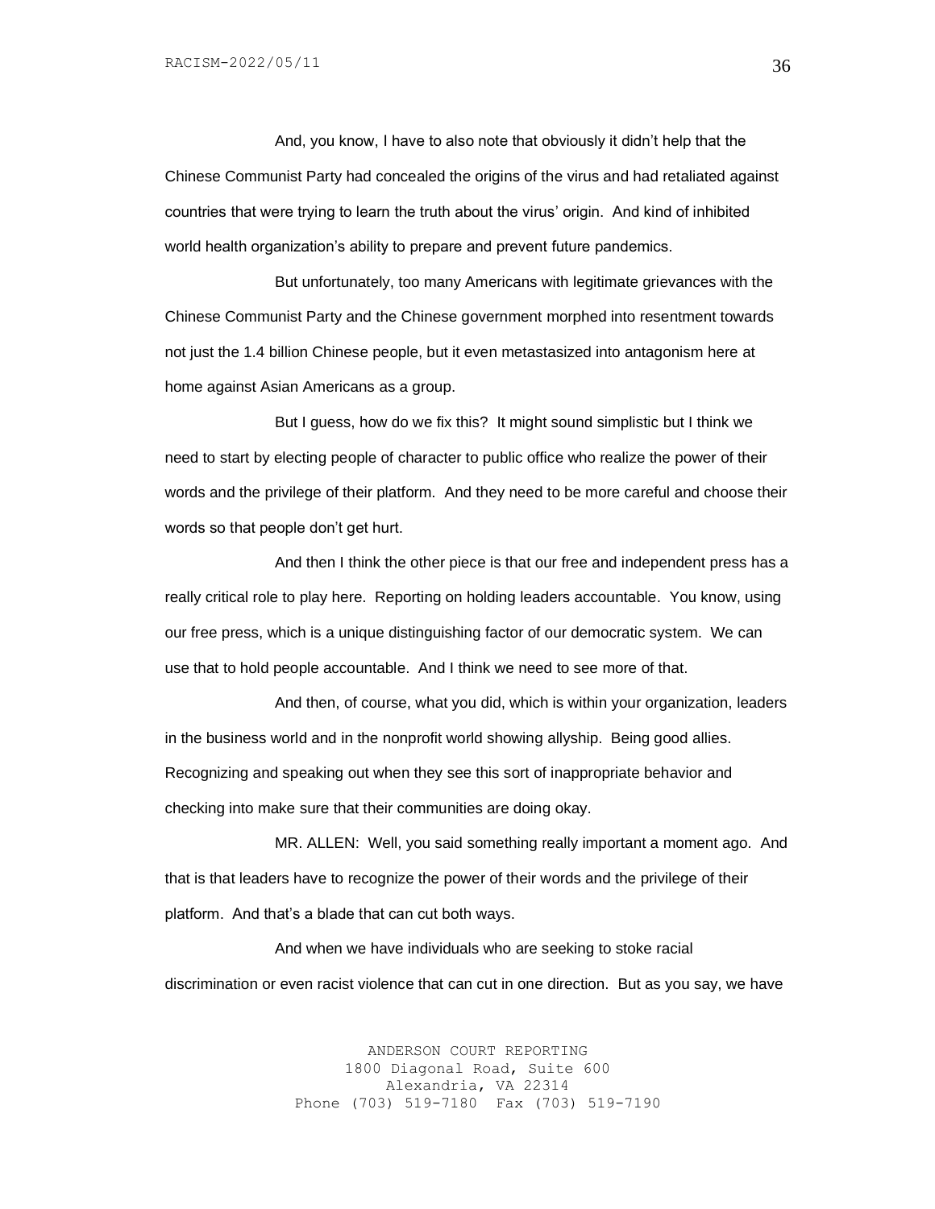And, you know, I have to also note that obviously it didn't help that the Chinese Communist Party had concealed the origins of the virus and had retaliated against countries that were trying to learn the truth about the virus' origin. And kind of inhibited world health organization's ability to prepare and prevent future pandemics.

But unfortunately, too many Americans with legitimate grievances with the Chinese Communist Party and the Chinese government morphed into resentment towards not just the 1.4 billion Chinese people, but it even metastasized into antagonism here at home against Asian Americans as a group.

But I guess, how do we fix this? It might sound simplistic but I think we need to start by electing people of character to public office who realize the power of their words and the privilege of their platform. And they need to be more careful and choose their words so that people don't get hurt.

And then I think the other piece is that our free and independent press has a really critical role to play here. Reporting on holding leaders accountable. You know, using our free press, which is a unique distinguishing factor of our democratic system. We can use that to hold people accountable. And I think we need to see more of that.

And then, of course, what you did, which is within your organization, leaders in the business world and in the nonprofit world showing allyship. Being good allies. Recognizing and speaking out when they see this sort of inappropriate behavior and checking into make sure that their communities are doing okay.

MR. ALLEN: Well, you said something really important a moment ago. And that is that leaders have to recognize the power of their words and the privilege of their platform. And that's a blade that can cut both ways.

And when we have individuals who are seeking to stoke racial discrimination or even racist violence that can cut in one direction. But as you say, we have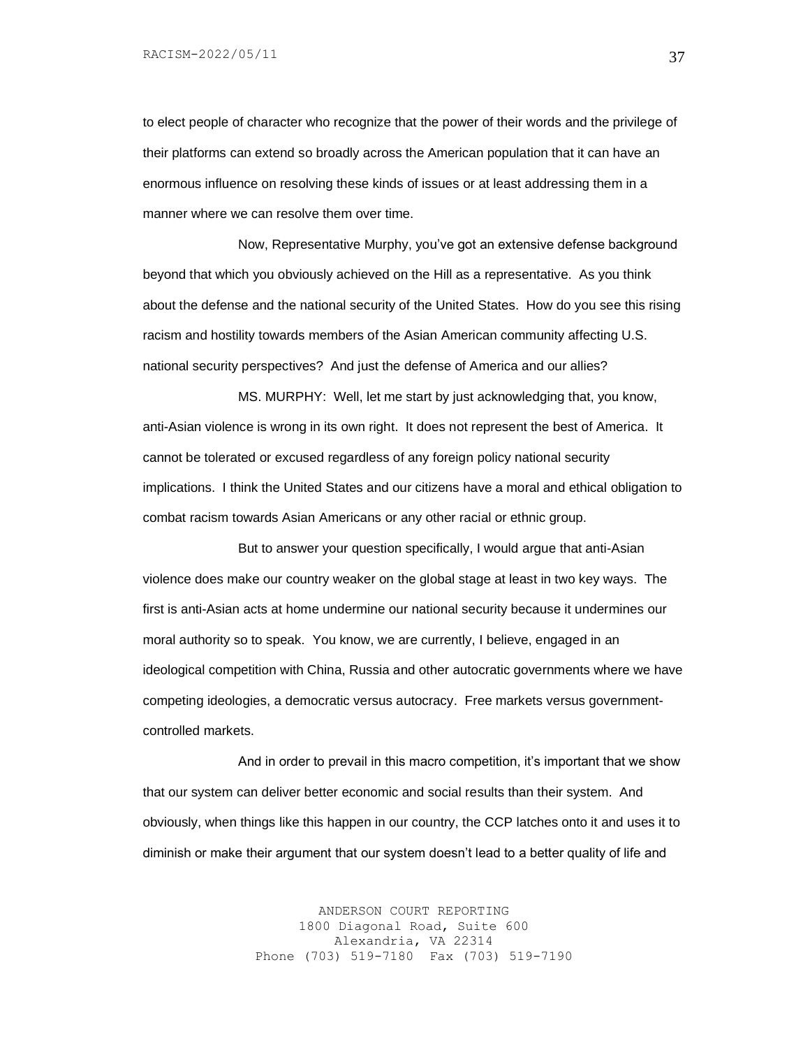to elect people of character who recognize that the power of their words and the privilege of their platforms can extend so broadly across the American population that it can have an enormous influence on resolving these kinds of issues or at least addressing them in a manner where we can resolve them over time.

Now, Representative Murphy, you've got an extensive defense background beyond that which you obviously achieved on the Hill as a representative. As you think about the defense and the national security of the United States. How do you see this rising racism and hostility towards members of the Asian American community affecting U.S. national security perspectives? And just the defense of America and our allies?

MS. MURPHY: Well, let me start by just acknowledging that, you know, anti-Asian violence is wrong in its own right. It does not represent the best of America. It cannot be tolerated or excused regardless of any foreign policy national security implications. I think the United States and our citizens have a moral and ethical obligation to combat racism towards Asian Americans or any other racial or ethnic group.

But to answer your question specifically, I would argue that anti-Asian violence does make our country weaker on the global stage at least in two key ways. The first is anti-Asian acts at home undermine our national security because it undermines our moral authority so to speak. You know, we are currently, I believe, engaged in an ideological competition with China, Russia and other autocratic governments where we have competing ideologies, a democratic versus autocracy. Free markets versus government-controlled markets.

And in order to prevail in this macro competition, it's important that we show that our system can deliver better economic and social results than their system. And obviously, when things like this happen in our country, the CCP latches onto it and uses it to diminish or make their argument that our system doesn't lead to a better quality of life and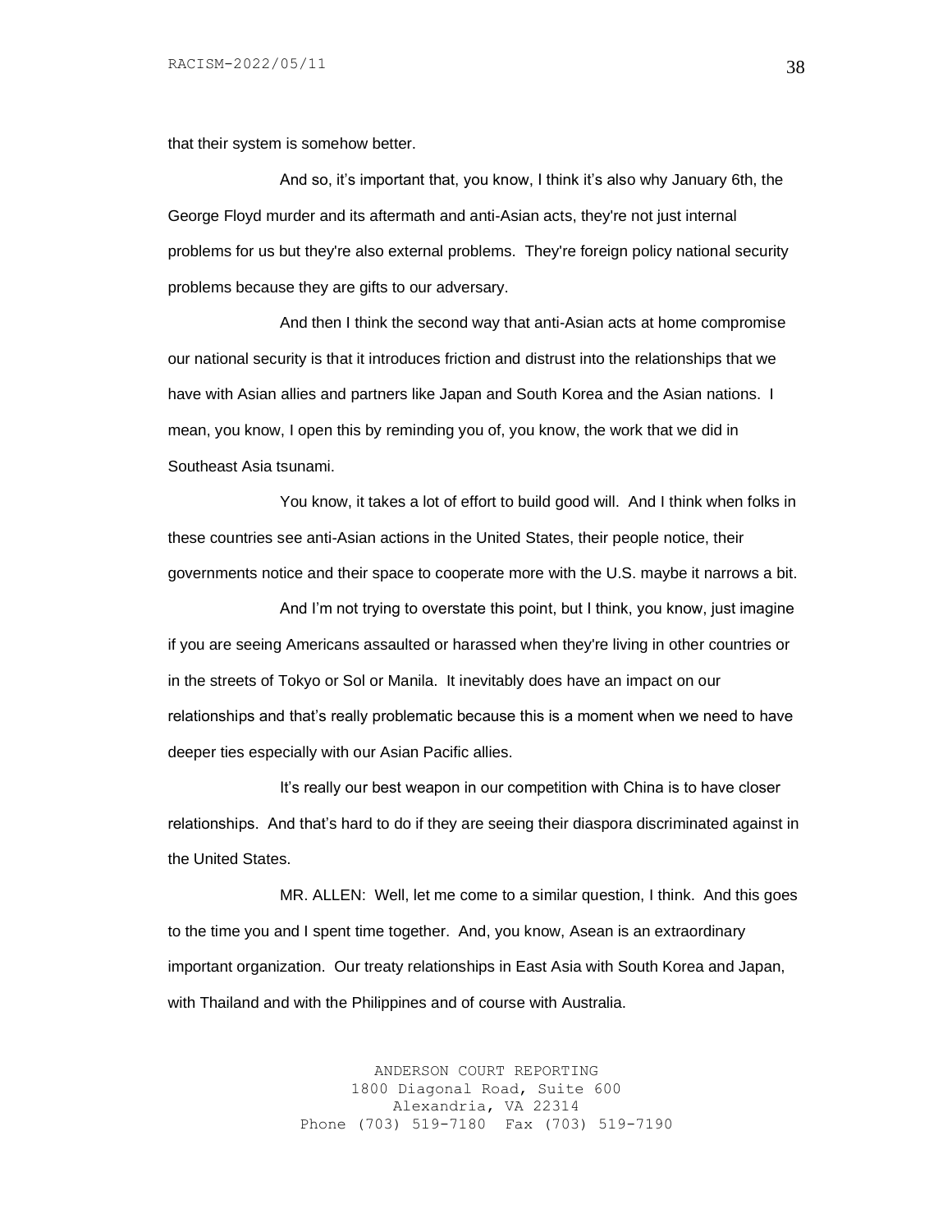that their system is somehow better.

And so, it's important that, you know, I think it's also why January 6th, the George Floyd murder and its aftermath and anti-Asian acts, they're not just internal problems for us but they're also external problems. They're foreign policy national security problems because they are gifts to our adversary.

And then I think the second way that anti-Asian acts at home compromise our national security is that it introduces friction and distrust into the relationships that we have with Asian allies and partners like Japan and South Korea and the Asian nations. I mean, you know, I open this by reminding you of, you know, the work that we did in Southeast Asia tsunami.

You know, it takes a lot of effort to build good will. And I think when folks in these countries see anti-Asian actions in the United States, their people notice, their governments notice and their space to cooperate more with the U.S. maybe it narrows a bit.

And I'm not trying to overstate this point, but I think, you know, just imagine if you are seeing Americans assaulted or harassed when they're living in other countries or in the streets of Tokyo or Sol or Manila. It inevitably does have an impact on our relationships and that's really problematic because this is a moment when we need to have deeper ties especially with our Asian Pacific allies.

It's really our best weapon in our competition with China is to have closer relationships. And that's hard to do if they are seeing their diaspora discriminated against in the United States.

MR. ALLEN: Well, let me come to a similar question, I think. And this goes to the time you and I spent time together. And, you know, Asean is an extraordinary important organization. Our treaty relationships in East Asia with South Korea and Japan, with Thailand and with the Philippines and of course with Australia.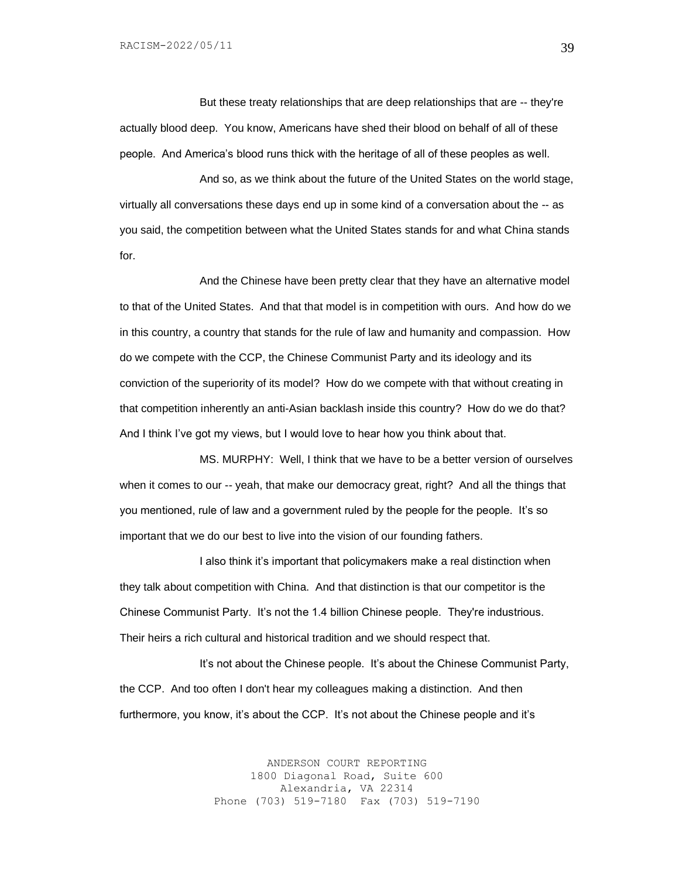But these treaty relationships that are deep relationships that are -- they're actually blood deep. You know, Americans have shed their blood on behalf of all of these people. And America's blood runs thick with the heritage of all of these peoples as well.

And so, as we think about the future of the United States on the world stage, virtually all conversations these days end up in some kind of a conversation about the -- as you said, the competition between what the United States stands for and what China stands for.

And the Chinese have been pretty clear that they have an alternative model to that of the United States. And that that model is in competition with ours. And how do we in this country, a country that stands for the rule of law and humanity and compassion. How do we compete with the CCP, the Chinese Communist Party and its ideology and its conviction of the superiority of its model? How do we compete with that without creating in that competition inherently an anti-Asian backlash inside this country? How do we do that? And I think I've got my views, but I would love to hear how you think about that.

MS. MURPHY: Well, I think that we have to be a better version of ourselves when it comes to our -- yeah, that make our democracy great, right? And all the things that you mentioned, rule of law and a government ruled by the people for the people. It's so important that we do our best to live into the vision of our founding fathers.

I also think it's important that policymakers make a real distinction when they talk about competition with China. And that distinction is that our competitor is the Chinese Communist Party. It's not the 1.4 billion Chinese people. They're industrious. Their heirs a rich cultural and historical tradition and we should respect that.

It's not about the Chinese people. It's about the Chinese Communist Party, the CCP. And too often I don't hear my colleagues making a distinction. And then furthermore, you know, it's about the CCP. It's not about the Chinese people and it's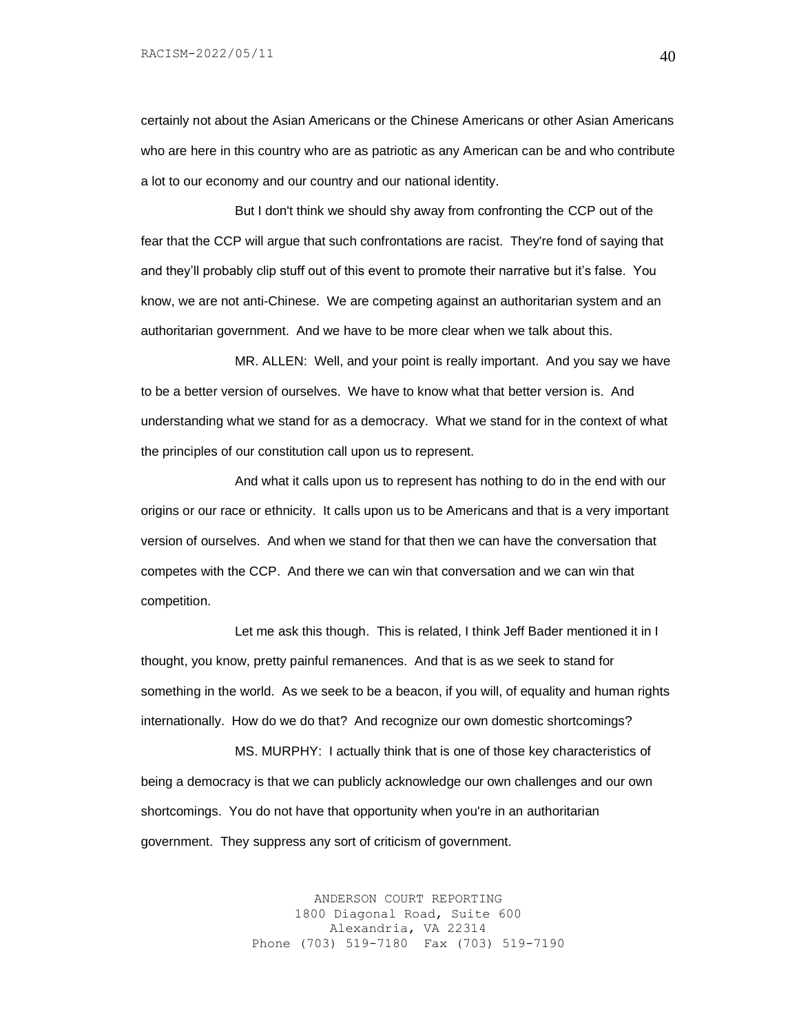certainly not about the Asian Americans or the Chinese Americans or other Asian Americans who are here in this country who are as patriotic as any American can be and who contribute a lot to our economy and our country and our national identity.

But I don't think we should shy away from confronting the CCP out of the fear that the CCP will argue that such confrontations are racist. They're fond of saying that and they'll probably clip stuff out of this event to promote their narrative but it's false. You know, we are not anti-Chinese. We are competing against an authoritarian system and an authoritarian government. And we have to be more clear when we talk about this.

MR. ALLEN: Well, and your point is really important. And you say we have to be a better version of ourselves. We have to know what that better version is. And understanding what we stand for as a democracy. What we stand for in the context of what the principles of our constitution call upon us to represent.

And what it calls upon us to represent has nothing to do in the end with our origins or our race or ethnicity. It calls upon us to be Americans and that is a very important version of ourselves. And when we stand for that then we can have the conversation that competes with the CCP. And there we can win that conversation and we can win that competition.

Let me ask this though. This is related, I think Jeff Bader mentioned it in I thought, you know, pretty painful remanences. And that is as we seek to stand for something in the world. As we seek to be a beacon, if you will, of equality and human rights internationally. How do we do that? And recognize our own domestic shortcomings?

MS. MURPHY: I actually think that is one of those key characteristics of being a democracy is that we can publicly acknowledge our own challenges and our own shortcomings. You do not have that opportunity when you're in an authoritarian government. They suppress any sort of criticism of government.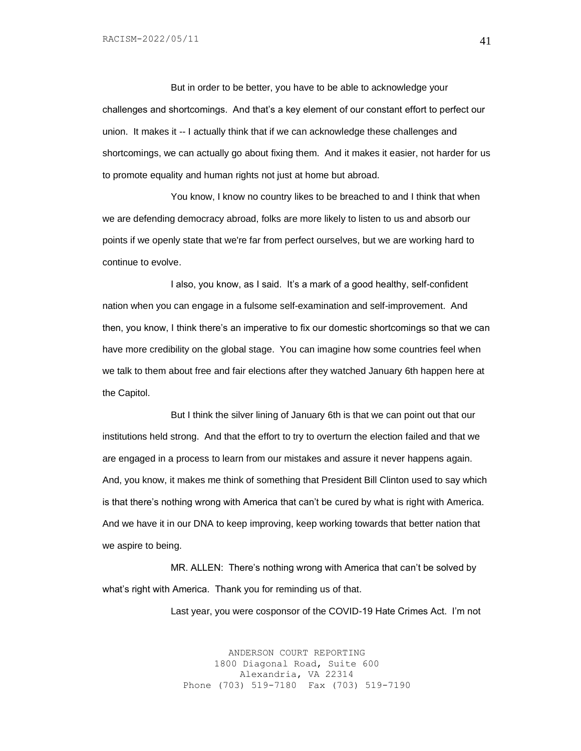But in order to be better, you have to be able to acknowledge your challenges and shortcomings. And that's a key element of our constant effort to perfect our union. It makes it -- I actually think that if we can acknowledge these challenges and shortcomings, we can actually go about fixing them. And it makes it easier, not harder for us to promote equality and human rights not just at home but abroad.

You know, I know no country likes to be breached to and I think that when we are defending democracy abroad, folks are more likely to listen to us and absorb our points if we openly state that we're far from perfect ourselves, but we are working hard to continue to evolve.

I also, you know, as I said. It's a mark of a good healthy, self-confident nation when you can engage in a fulsome self-examination and self-improvement. And then, you know, I think there's an imperative to fix our domestic shortcomings so that we can have more credibility on the global stage. You can imagine how some countries feel when we talk to them about free and fair elections after they watched January 6th happen here at the Capitol.

But I think the silver lining of January 6th is that we can point out that our institutions held strong. And that the effort to try to overturn the election failed and that we are engaged in a process to learn from our mistakes and assure it never happens again. And, you know, it makes me think of something that President Bill Clinton used to say which is that there's nothing wrong with America that can't be cured by what is right with America. And we have it in our DNA to keep improving, keep working towards that better nation that we aspire to being.

MR. ALLEN: There's nothing wrong with America that can't be solved by what's right with America. Thank you for reminding us of that.

Last year, you were cosponsor of the COVID-19 Hate Crimes Act. I'm not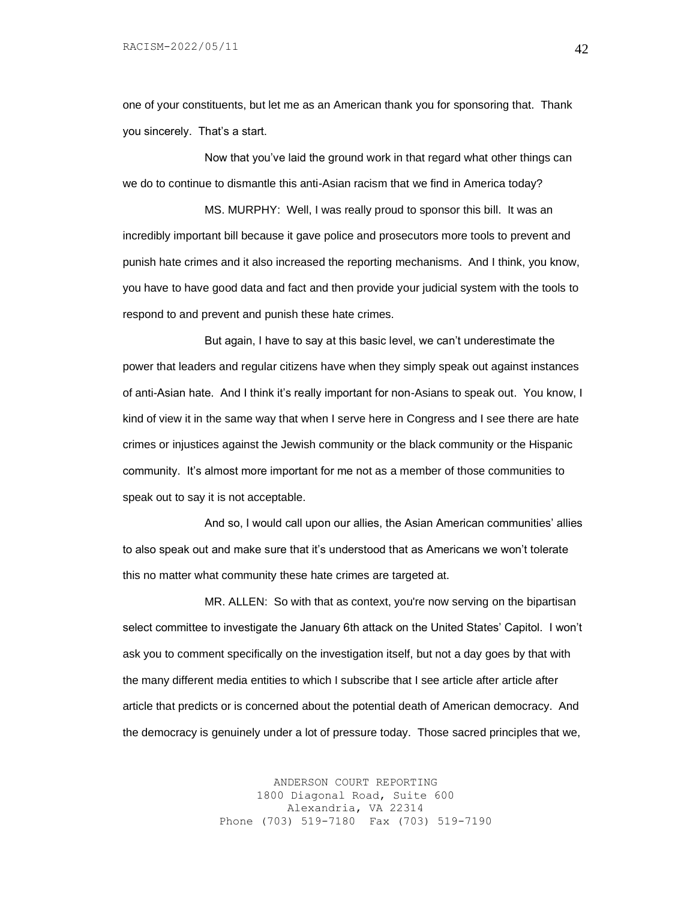one of your constituents, but let me as an American thank you for sponsoring that. Thank you sincerely. That's a start.

Now that you've laid the ground work in that regard what other things can we do to continue to dismantle this anti-Asian racism that we find in America today?

MS. MURPHY: Well, I was really proud to sponsor this bill. It was an incredibly important bill because it gave police and prosecutors more tools to prevent and punish hate crimes and it also increased the reporting mechanisms. And I think, you know, you have to have good data and fact and then provide your judicial system with the tools to respond to and prevent and punish these hate crimes.

But again, I have to say at this basic level, we can't underestimate the power that leaders and regular citizens have when they simply speak out against instances of anti-Asian hate. And I think it's really important for non-Asians to speak out. You know, I kind of view it in the same way that when I serve here in Congress and I see there are hate crimes or injustices against the Jewish community or the black community or the Hispanic community. It's almost more important for me not as a member of those communities to speak out to say it is not acceptable.

And so, I would call upon our allies, the Asian American communities' allies to also speak out and make sure that it's understood that as Americans we won't tolerate this no matter what community these hate crimes are targeted at.

MR. ALLEN: So with that as context, you're now serving on the bipartisan select committee to investigate the January 6th attack on the United States' Capitol. I won't ask you to comment specifically on the investigation itself, but not a day goes by that with the many different media entities to which I subscribe that I see article after article after article that predicts or is concerned about the potential death of American democracy. And the democracy is genuinely under a lot of pressure today. Those sacred principles that we,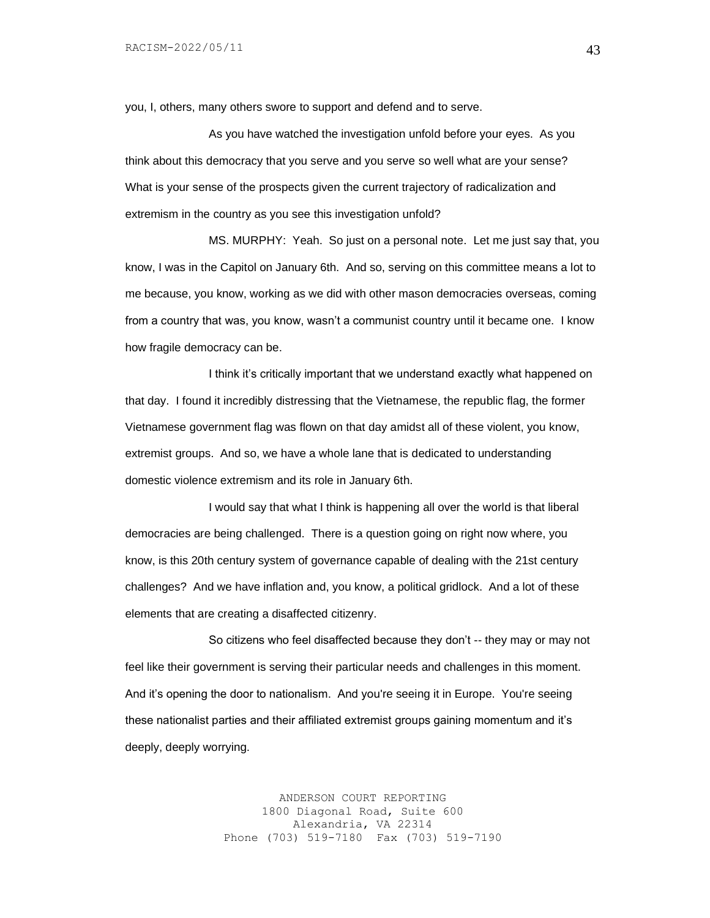you, I, others, many others swore to support and defend and to serve.

As you have watched the investigation unfold before your eyes. As you think about this democracy that you serve and you serve so well what are your sense? What is your sense of the prospects given the current trajectory of radicalization and extremism in the country as you see this investigation unfold?

MS. MURPHY: Yeah. So just on a personal note. Let me just say that, you know, I was in the Capitol on January 6th. And so, serving on this committee means a lot to me because, you know, working as we did with other mason democracies overseas, coming from a country that was, you know, wasn't a communist country until it became one. I know how fragile democracy can be.

I think it's critically important that we understand exactly what happened on that day. I found it incredibly distressing that the Vietnamese, the republic flag, the former Vietnamese government flag was flown on that day amidst all of these violent, you know, extremist groups. And so, we have a whole lane that is dedicated to understanding domestic violence extremism and its role in January 6th.

I would say that what I think is happening all over the world is that liberal democracies are being challenged. There is a question going on right now where, you know, is this 20th century system of governance capable of dealing with the 21st century challenges? And we have inflation and, you know, a political gridlock. And a lot of these elements that are creating a disaffected citizenry.

So citizens who feel disaffected because they don't -- they may or may not feel like their government is serving their particular needs and challenges in this moment. And it's opening the door to nationalism. And you're seeing it in Europe. You're seeing these nationalist parties and their affiliated extremist groups gaining momentum and it's deeply, deeply worrying.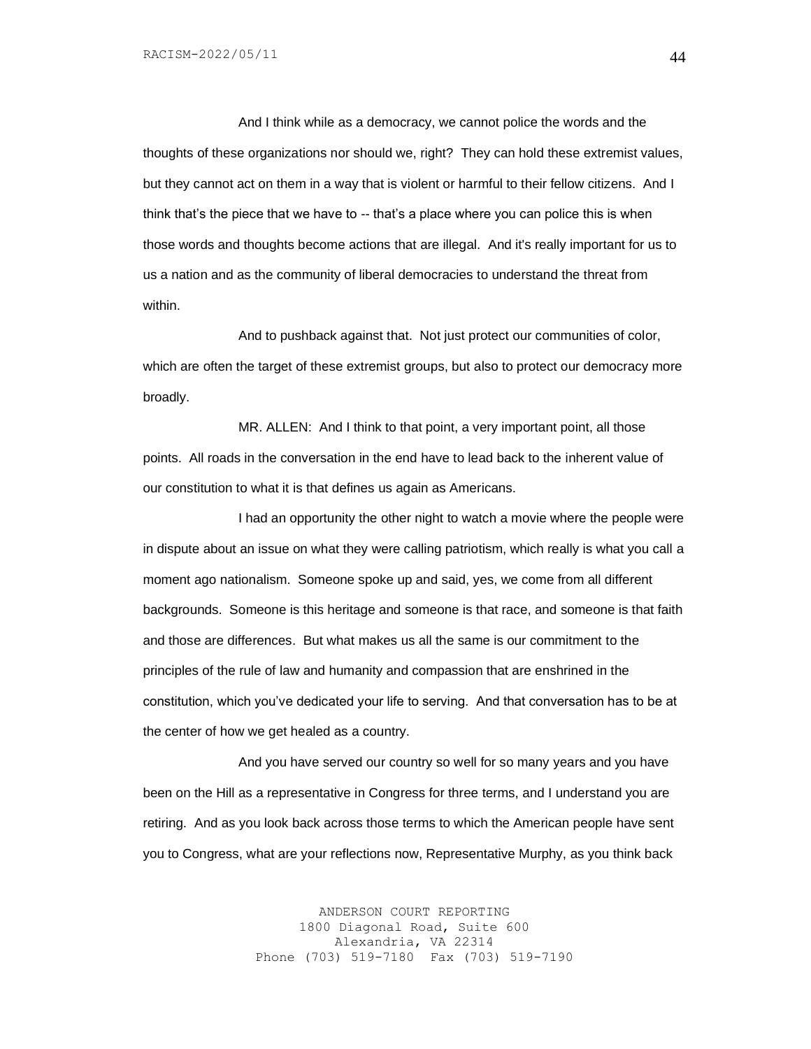And I think while as a democracy, we cannot police the words and the thoughts of these organizations nor should we, right? They can hold these extremist values, but they cannot act on them in a way that is violent or harmful to their fellow citizens. And I think that's the piece that we have to -- that's a place where you can police this is when those words and thoughts become actions that are illegal. And it's really important for us to us a nation and as the community of liberal democracies to understand the threat from within.

And to pushback against that. Not just protect our communities of color, which are often the target of these extremist groups, but also to protect our democracy more broadly.

MR. ALLEN: And I think to that point, a very important point, all those points. All roads in the conversation in the end have to lead back to the inherent value of our constitution to what it is that defines us again as Americans.

I had an opportunity the other night to watch a movie where the people were in dispute about an issue on what they were calling patriotism, which really is what you call a moment ago nationalism. Someone spoke up and said, yes, we come from all different backgrounds. Someone is this heritage and someone is that race, and someone is that faith and those are differences. But what makes us all the same is our commitment to the principles of the rule of law and humanity and compassion that are enshrined in the constitution, which you've dedicated your life to serving. And that conversation has to be at the center of how we get healed as a country.

And you have served our country so well for so many years and you have been on the Hill as a representative in Congress for three terms, and I understand you are retiring. And as you look back across those terms to which the American people have sent you to Congress, what are your reflections now, Representative Murphy, as you think back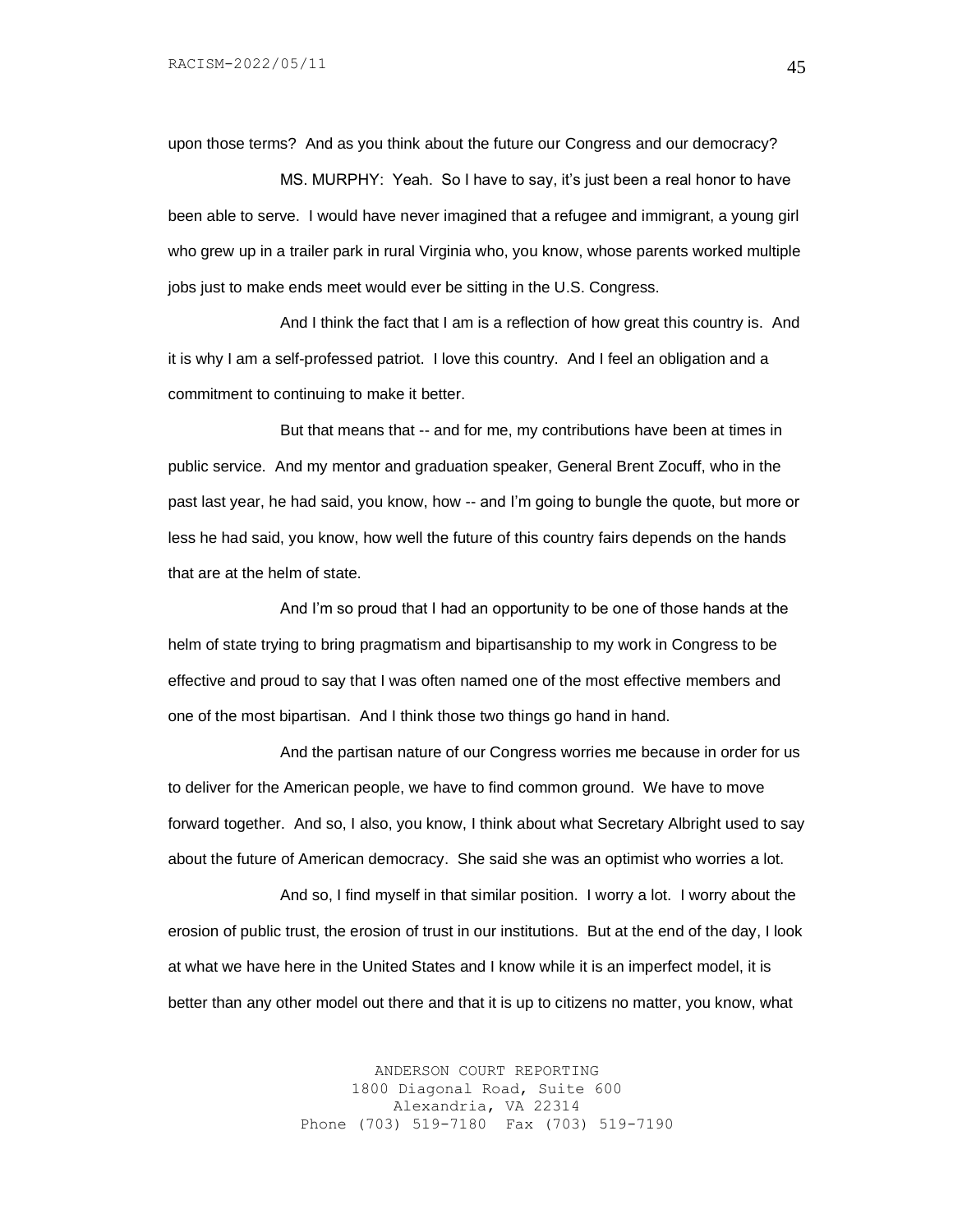upon those terms? And as you think about the future our Congress and our democracy?

MS. MURPHY: Yeah. So I have to say, it's just been a real honor to have been able to serve. I would have never imagined that a refugee and immigrant, a young girl who grew up in a trailer park in rural Virginia who, you know, whose parents worked multiple jobs just to make ends meet would ever be sitting in the U.S. Congress.

And I think the fact that I am is a reflection of how great this country is. And it is why I am a self-professed patriot. I love this country. And I feel an obligation and a commitment to continuing to make it better.

But that means that -- and for me, my contributions have been at times in public service. And my mentor and graduation speaker, General Brent Zocuff, who in the past last year, he had said, you know, how -- and I'm going to bungle the quote, but more or less he had said, you know, how well the future of this country fairs depends on the hands that are at the helm of state.

And I'm so proud that I had an opportunity to be one of those hands at the helm of state trying to bring pragmatism and bipartisanship to my work in Congress to be effective and proud to say that I was often named one of the most effective members and one of the most bipartisan. And I think those two things go hand in hand.

And the partisan nature of our Congress worries me because in order for us to deliver for the American people, we have to find common ground. We have to move forward together. And so, I also, you know, I think about what Secretary Albright used to say about the future of American democracy. She said she was an optimist who worries a lot.

And so, I find myself in that similar position. I worry a lot. I worry about the erosion of public trust, the erosion of trust in our institutions. But at the end of the day, I look at what we have here in the United States and I know while it is an imperfect model, it is better than any other model out there and that it is up to citizens no matter, you know, what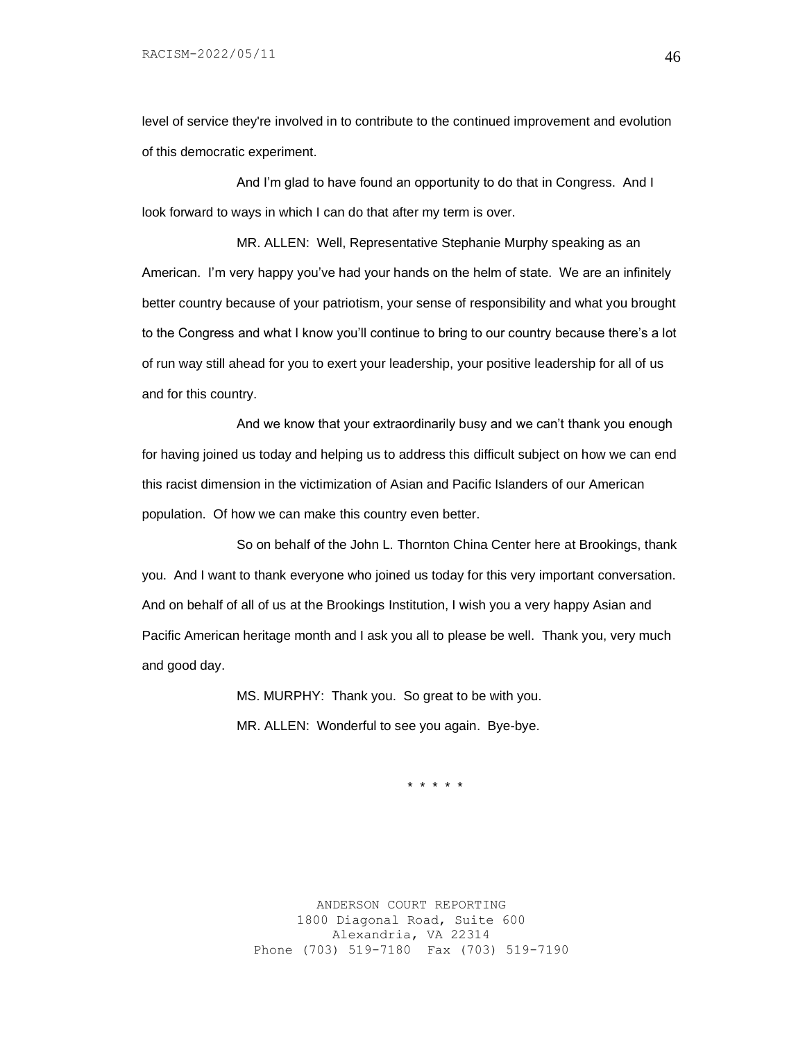level of service they're involved in to contribute to the continued improvement and evolution of this democratic experiment.

And I'm glad to have found an opportunity to do that in Congress. And I look forward to ways in which I can do that after my term is over.

MR. ALLEN: Well, Representative Stephanie Murphy speaking as an American. I'm very happy you've had your hands on the helm of state. We are an infinitely better country because of your patriotism, your sense of responsibility and what you brought to the Congress and what I know you'll continue to bring to our country because there's a lot of run way still ahead for you to exert your leadership, your positive leadership for all of us and for this country.

And we know that your extraordinarily busy and we can't thank you enough for having joined us today and helping us to address this difficult subject on how we can end this racist dimension in the victimization of Asian and Pacific Islanders of our American population. Of how we can make this country even better.

So on behalf of the John L. Thornton China Center here at Brookings, thank you. And I want to thank everyone who joined us today for this very important conversation. And on behalf of all of us at the Brookings Institution, I wish you a very happy Asian and Pacific American heritage month and I ask you all to please be well. Thank you, very much and good day.

MS. MURPHY: Thank you. So great to be with you.

MR. ALLEN: Wonderful to see you again. Bye-bye.

* * * * *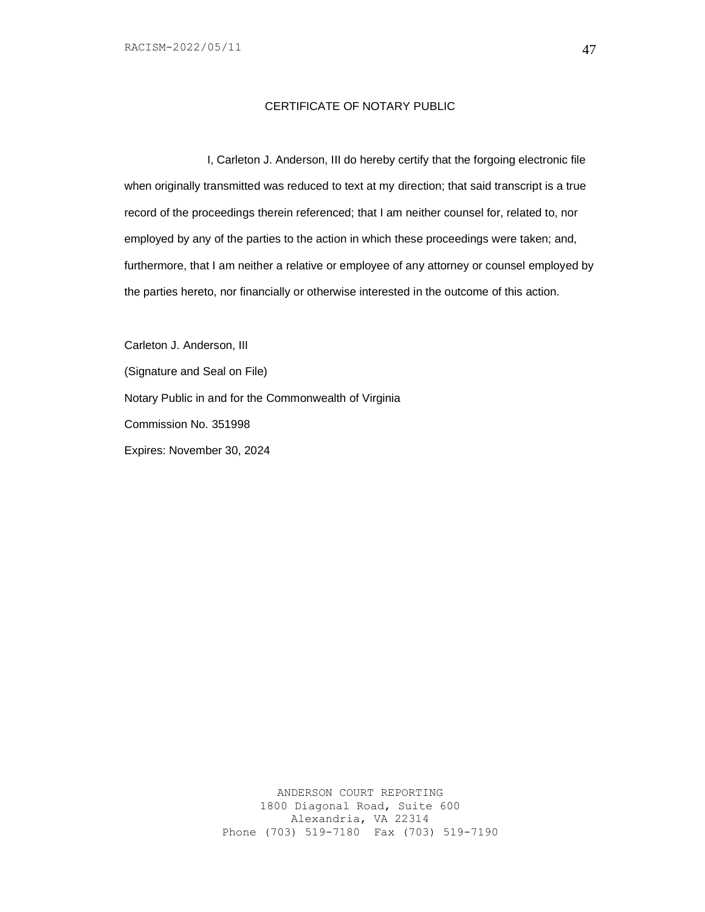## CERTIFICATE OF NOTARY PUBLIC

I, Carleton J. Anderson, III do hereby certify that the forgoing electronic file when originally transmitted was reduced to text at my direction; that said transcript is a true record of the proceedings therein referenced; that I am neither counsel for, related to, nor employed by any of the parties to the action in which these proceedings were taken; and, furthermore, that I am neither a relative or employee of any attorney or counsel employed by the parties hereto, nor financially or otherwise interested in the outcome of this action.

Carleton J. Anderson, III

(Signature and Seal on File)

Notary Public in and for the Commonwealth of Virginia

Commission No. 351998

Expires: November 30, 2024